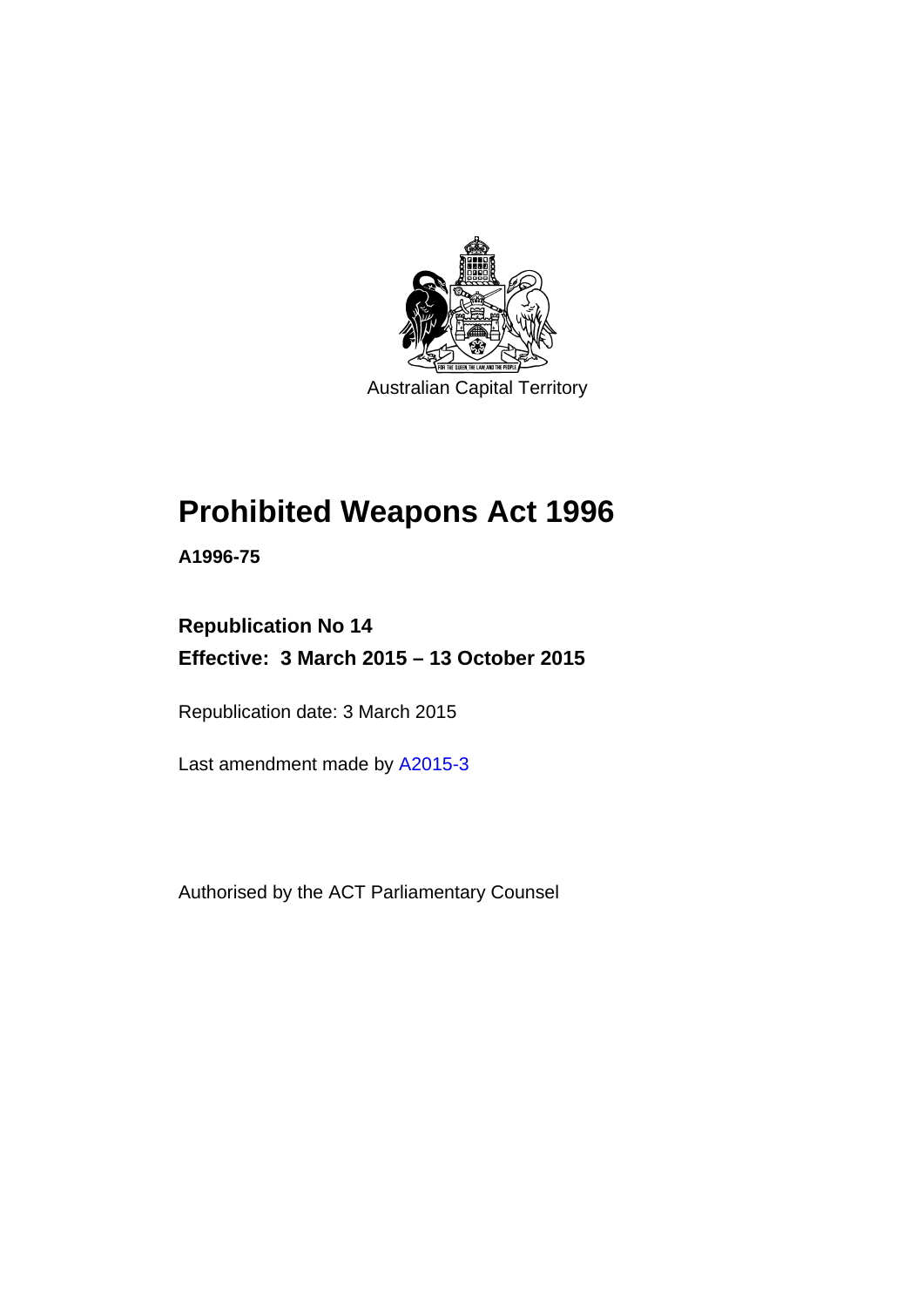Australian Capital Territory

# Prohibited Weapons Act 1996

**A1996-75**

**Republication No 14**
**Effective: 3 March 2015 – 13 October 2015**

Republication date: 3 March 2015

Last amendment made by A2015-3

Authorised by the ACT Parliamentary Counsel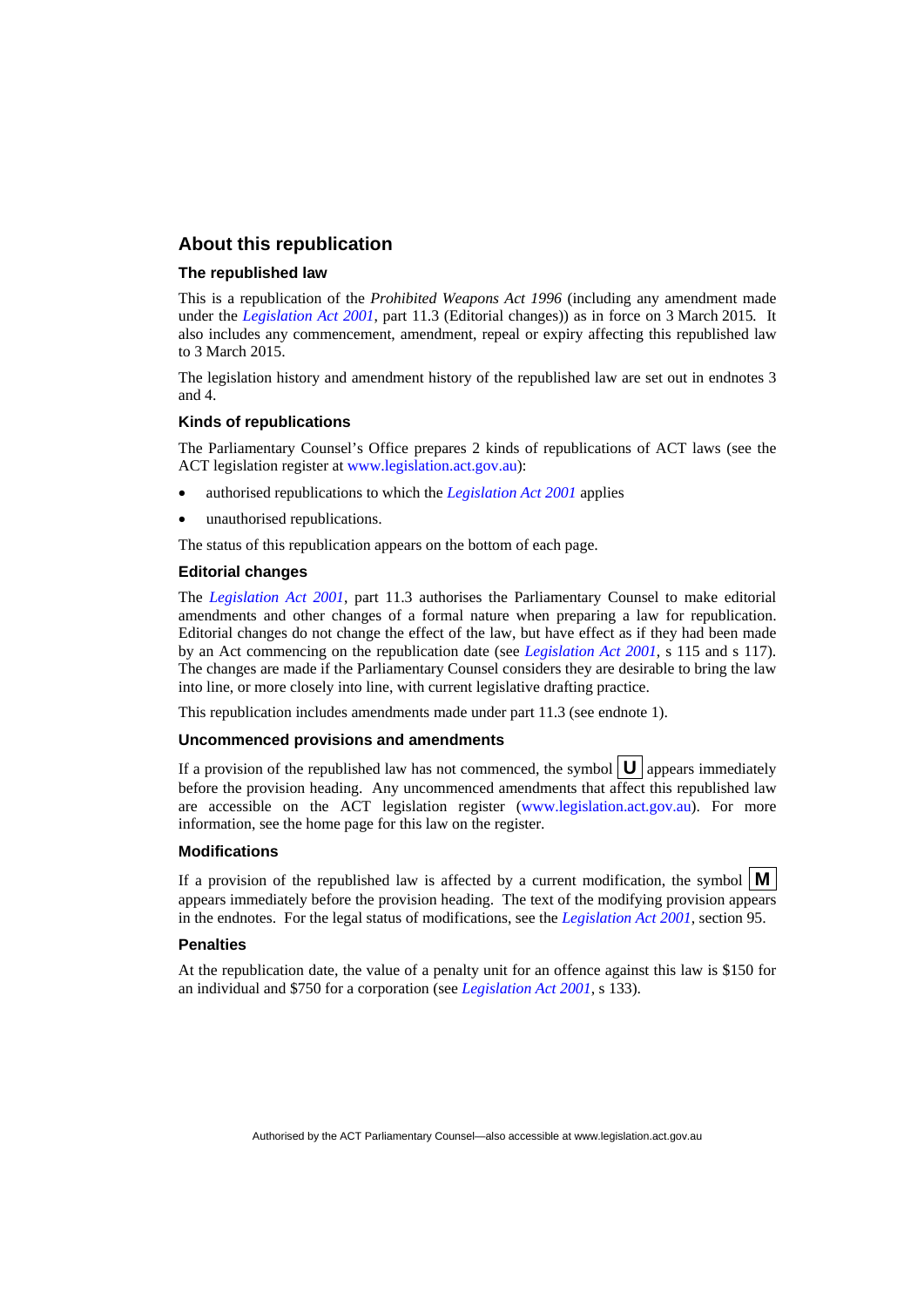## About this republication

### The republished law

This is a republication of the *Prohibited Weapons Act 1996* (including any amendment made under the *Legislation Act 2001*, part 11.3 (Editorial changes)) as in force on 3 March 2015*.* It also includes any commencement, amendment, repeal or expiry affecting this republished law to 3 March 2015.

The legislation history and amendment history of the republished law are set out in endnotes 3 and 4.

### Kinds of republications

The Parliamentary Counsel's Office prepares 2 kinds of republications of ACT laws (see the ACT legislation register at www.legislation.act.gov.au):

- authorised republications to which the *Legislation Act 2001* applies
- unauthorised republications.

The status of this republication appears on the bottom of each page.

### Editorial changes

The *Legislation Act 2001*, part 11.3 authorises the Parliamentary Counsel to make editorial amendments and other changes of a formal nature when preparing a law for republication. Editorial changes do not change the effect of the law, but have effect as if they had been made by an Act commencing on the republication date (see *Legislation Act 2001*, s 115 and s 117). The changes are made if the Parliamentary Counsel considers they are desirable to bring the law into line, or more closely into line, with current legislative drafting practice.

This republication includes amendments made under part 11.3 (see endnote 1).

### Uncommenced provisions and amendments

If a provision of the republished law has not commenced, the symbol **U** appears immediately before the provision heading. Any uncommenced amendments that affect this republished law are accessible on the ACT legislation register (www.legislation.act.gov.au). For more information, see the home page for this law on the register.

### Modifications

If a provision of the republished law is affected by a current modification, the symbol **M** appears immediately before the provision heading. The text of the modifying provision appears in the endnotes. For the legal status of modifications, see the *Legislation Act 2001*, section 95.

### Penalties

At the republication date, the value of a penalty unit for an offence against this law is $150 for an individual and $750 for a corporation (see *Legislation Act 2001*, s 133).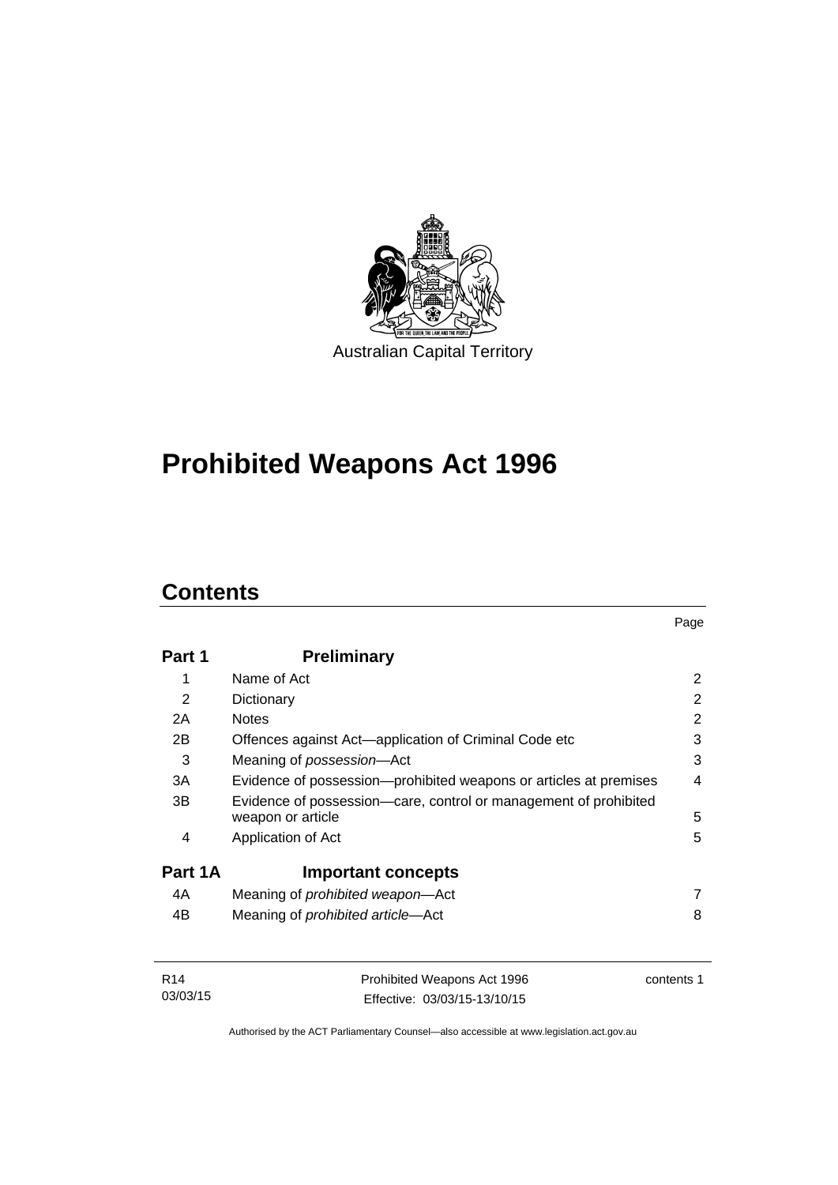Australian Capital Territory

# Prohibited Weapons Act 1996

## Contents

| | | Page |
|---|---|---|
| **Part 1** | **Preliminary** | |
| 1 | Name of Act | 2 |
| 2 | Dictionary | 2 |
| 2A | Notes | 2 |
| 2B | Offences against Act—application of Criminal Code etc | 3 |
| 3 | Meaning of *possession*—Act | 3 |
| 3A | Evidence of possession—prohibited weapons or articles at premises | 4 |
| 3B | Evidence of possession—care, control or management of prohibited weapon or article | 5 |
| 4 | Application of Act | 5 |
| **Part 1A** | **Important concepts** | |
| 4A | Meaning of *prohibited weapon*—Act | 7 |
| 4B | Meaning of *prohibited article*—Act | 8 |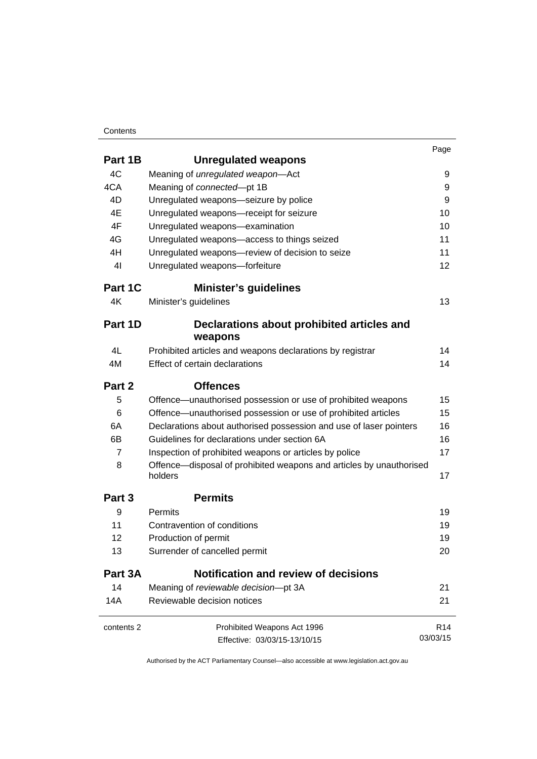| | | Page |
|---|---|---|
| **Part 1B** | **Unregulated weapons** | |
| 4C | Meaning of *unregulated weapon*—Act | 9 |
| 4CA | Meaning of *connected*—pt 1B | 9 |
| 4D | Unregulated weapons—seizure by police | 9 |
| 4E | Unregulated weapons—receipt for seizure | 10 |
| 4F | Unregulated weapons—examination | 10 |
| 4G | Unregulated weapons—access to things seized | 11 |
| 4H | Unregulated weapons—review of decision to seize | 11 |
| 4I | Unregulated weapons—forfeiture | 12 |
| **Part 1C** | **Minister's guidelines** | |
| 4K | Minister's guidelines | 13 |
| **Part 1D** | **Declarations about prohibited articles and weapons** | |
| 4L | Prohibited articles and weapons declarations by registrar | 14 |
| 4M | Effect of certain declarations | 14 |
| **Part 2** | **Offences** | |
| 5 | Offence—unauthorised possession or use of prohibited weapons | 15 |
| 6 | Offence—unauthorised possession or use of prohibited articles | 15 |
| 6A | Declarations about authorised possession and use of laser pointers | 16 |
| 6B | Guidelines for declarations under section 6A | 16 |
| 7 | Inspection of prohibited weapons or articles by police | 17 |
| 8 | Offence—disposal of prohibited weapons and articles by unauthorised holders | 17 |
| **Part 3** | **Permits** | |
| 9 | Permits | 19 |
| 11 | Contravention of conditions | 19 |
| 12 | Production of permit | 19 |
| 13 | Surrender of cancelled permit | 20 |
| **Part 3A** | **Notification and review of decisions** | |
| 14 | Meaning of *reviewable decision*—pt 3A | 21 |
| 14A | Reviewable decision notices | 21 |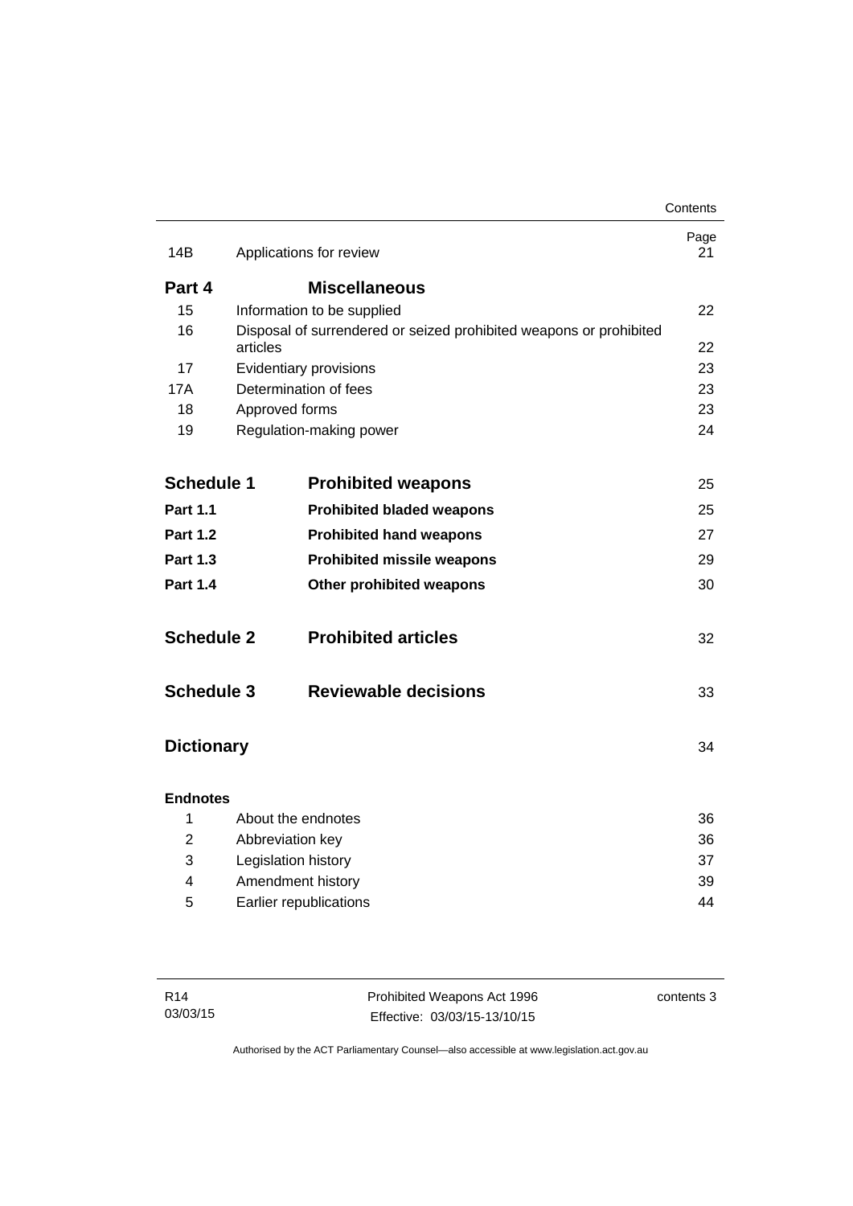| | | Page |
|---|---|---|
| 14B | Applications for review | 21 |
| **Part 4** | **Miscellaneous** | |
| 15 | Information to be supplied | 22 |
| 16 | Disposal of surrendered or seized prohibited weapons or prohibited articles | 22 |
| 17 | Evidentiary provisions | 23 |
| 17A | Determination of fees | 23 |
| 18 | Approved forms | 23 |
| 19 | Regulation-making power | 24 |
| **Schedule 1** | **Prohibited weapons** | 25 |
| **Part 1.1** | **Prohibited bladed weapons** | 25 |
| **Part 1.2** | **Prohibited hand weapons** | 27 |
| **Part 1.3** | **Prohibited missile weapons** | 29 |
| **Part 1.4** | **Other prohibited weapons** | 30 |
| **Schedule 2** | **Prohibited articles** | 32 |
| **Schedule 3** | **Reviewable decisions** | 33 |
| **Dictionary** | | 34 |
| **Endnotes** | | |
| 1 | About the endnotes | 36 |
| 2 | Abbreviation key | 36 |
| 3 | Legislation history | 37 |
| 4 | Amendment history | 39 |
| 5 | Earlier republications | 44 |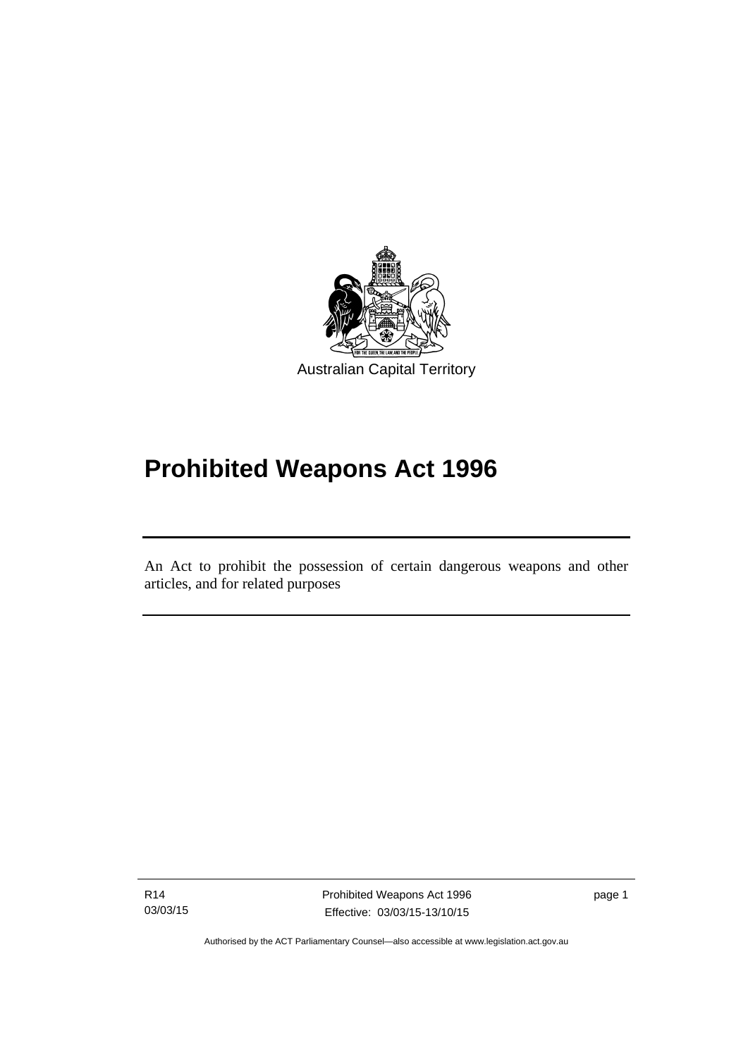Australian Capital Territory

# Prohibited Weapons Act 1996

An Act to prohibit the possession of certain dangerous weapons and other articles, and for related purposes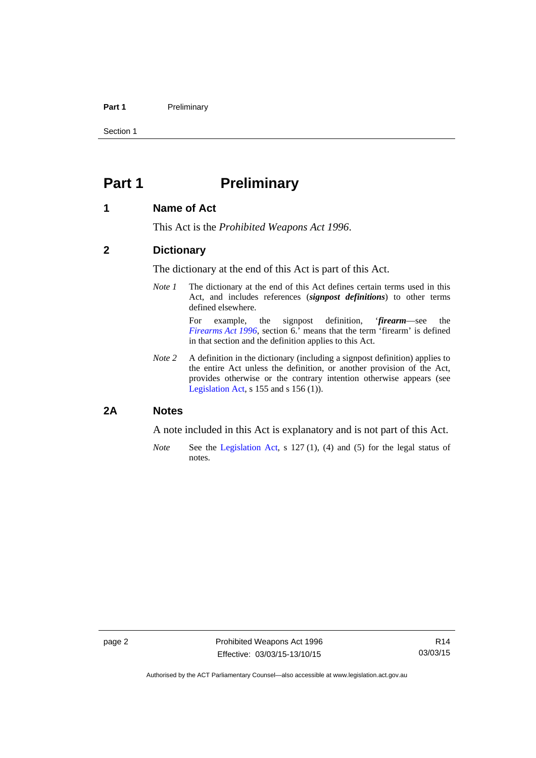# Part 1 Preliminary

## 1 Name of Act

This Act is the *Prohibited Weapons Act 1996*.

## 2 Dictionary

The dictionary at the end of this Act is part of this Act.

*Note 1* The dictionary at the end of this Act defines certain terms used in this Act, and includes references (***signpost definitions***) to other terms defined elsewhere.

For example, the signpost definition, '***firearm***—see the *Firearms Act 1996*, section 6.' means that the term 'firearm' is defined in that section and the definition applies to this Act.

*Note 2* A definition in the dictionary (including a signpost definition) applies to the entire Act unless the definition, or another provision of the Act, provides otherwise or the contrary intention otherwise appears (see Legislation Act, s 155 and s 156 (1)).

## 2A Notes

A note included in this Act is explanatory and is not part of this Act.

*Note* See the Legislation Act, s 127 (1), (4) and (5) for the legal status of notes.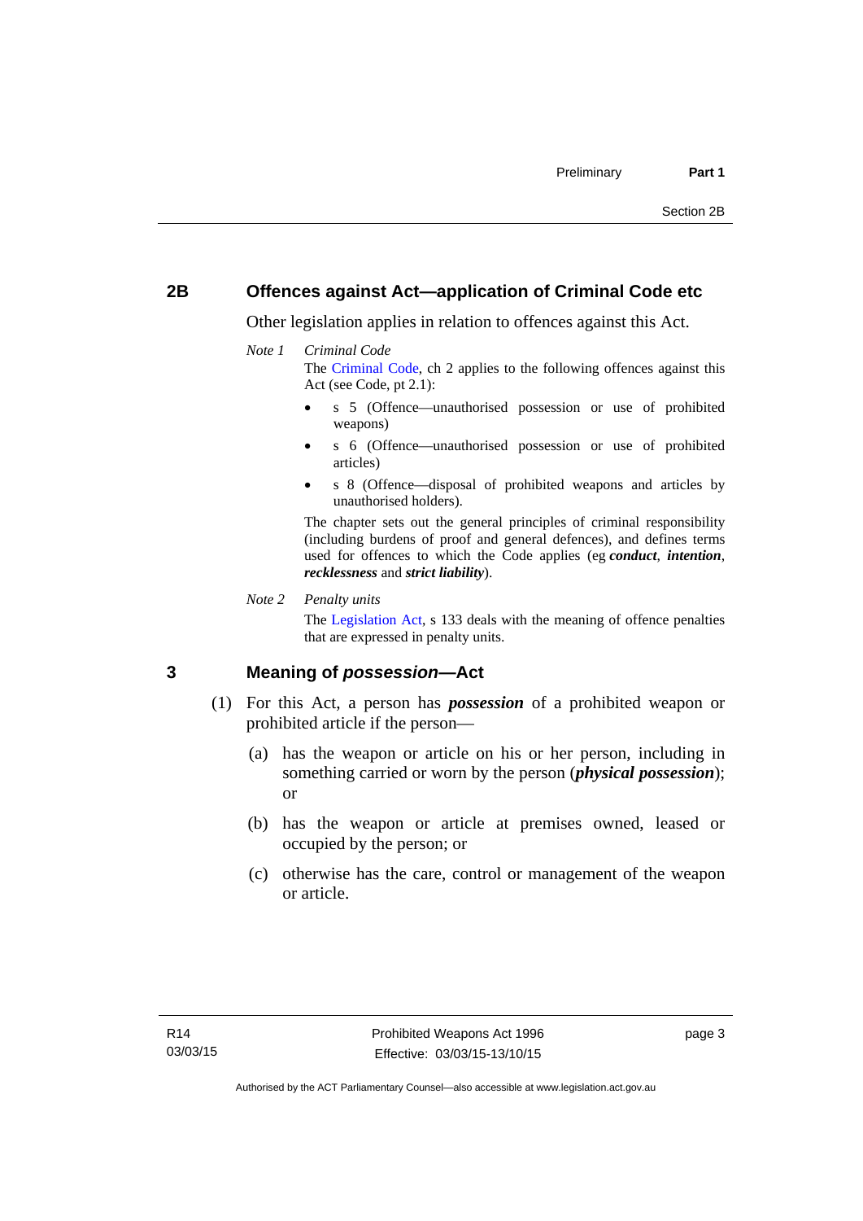## 2B Offences against Act—application of Criminal Code etc

Other legislation applies in relation to offences against this Act.

*Note 1* *Criminal Code*

The Criminal Code, ch 2 applies to the following offences against this Act (see Code, pt 2.1):

- s 5 (Offence—unauthorised possession or use of prohibited weapons)
- s 6 (Offence—unauthorised possession or use of prohibited articles)
- s 8 (Offence—disposal of prohibited weapons and articles by unauthorised holders).

The chapter sets out the general principles of criminal responsibility (including burdens of proof and general defences), and defines terms used for offences to which the Code applies (eg ***conduct***, ***intention***, ***recklessness*** and ***strict liability***).

*Note 2* *Penalty units*

The Legislation Act, s 133 deals with the meaning of offence penalties that are expressed in penalty units.

## 3 Meaning of *possession*—Act

(1) For this Act, a person has ***possession*** of a prohibited weapon or prohibited article if the person—

(a) has the weapon or article on his or her person, including in something carried or worn by the person (***physical possession***); or

(b) has the weapon or article at premises owned, leased or occupied by the person; or

(c) otherwise has the care, control or management of the weapon or article.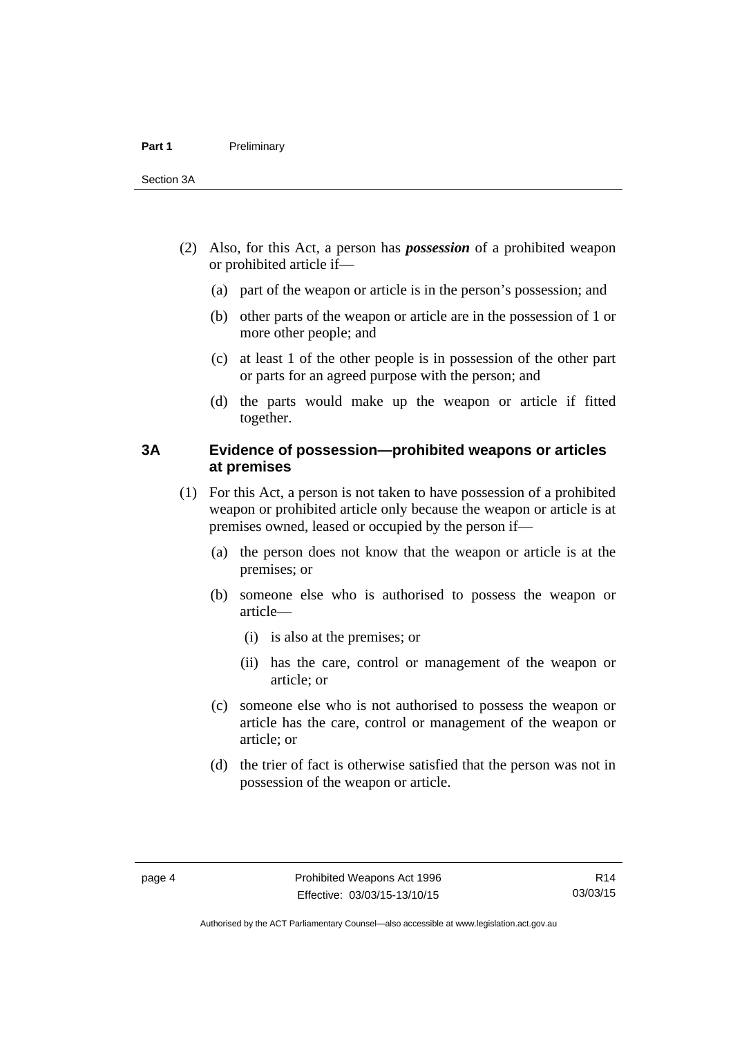(2) Also, for this Act, a person has ***possession*** of a prohibited weapon or prohibited article if—

(a) part of the weapon or article is in the person's possession; and

(b) other parts of the weapon or article are in the possession of 1 or more other people; and

(c) at least 1 of the other people is in possession of the other part or parts for an agreed purpose with the person; and

(d) the parts would make up the weapon or article if fitted together.

### 3A Evidence of possession—prohibited weapons or articles at premises

(1) For this Act, a person is not taken to have possession of a prohibited weapon or prohibited article only because the weapon or article is at premises owned, leased or occupied by the person if—

(a) the person does not know that the weapon or article is at the premises; or

(b) someone else who is authorised to possess the weapon or article—

(i) is also at the premises; or

(ii) has the care, control or management of the weapon or article; or

(c) someone else who is not authorised to possess the weapon or article has the care, control or management of the weapon or article; or

(d) the trier of fact is otherwise satisfied that the person was not in possession of the weapon or article.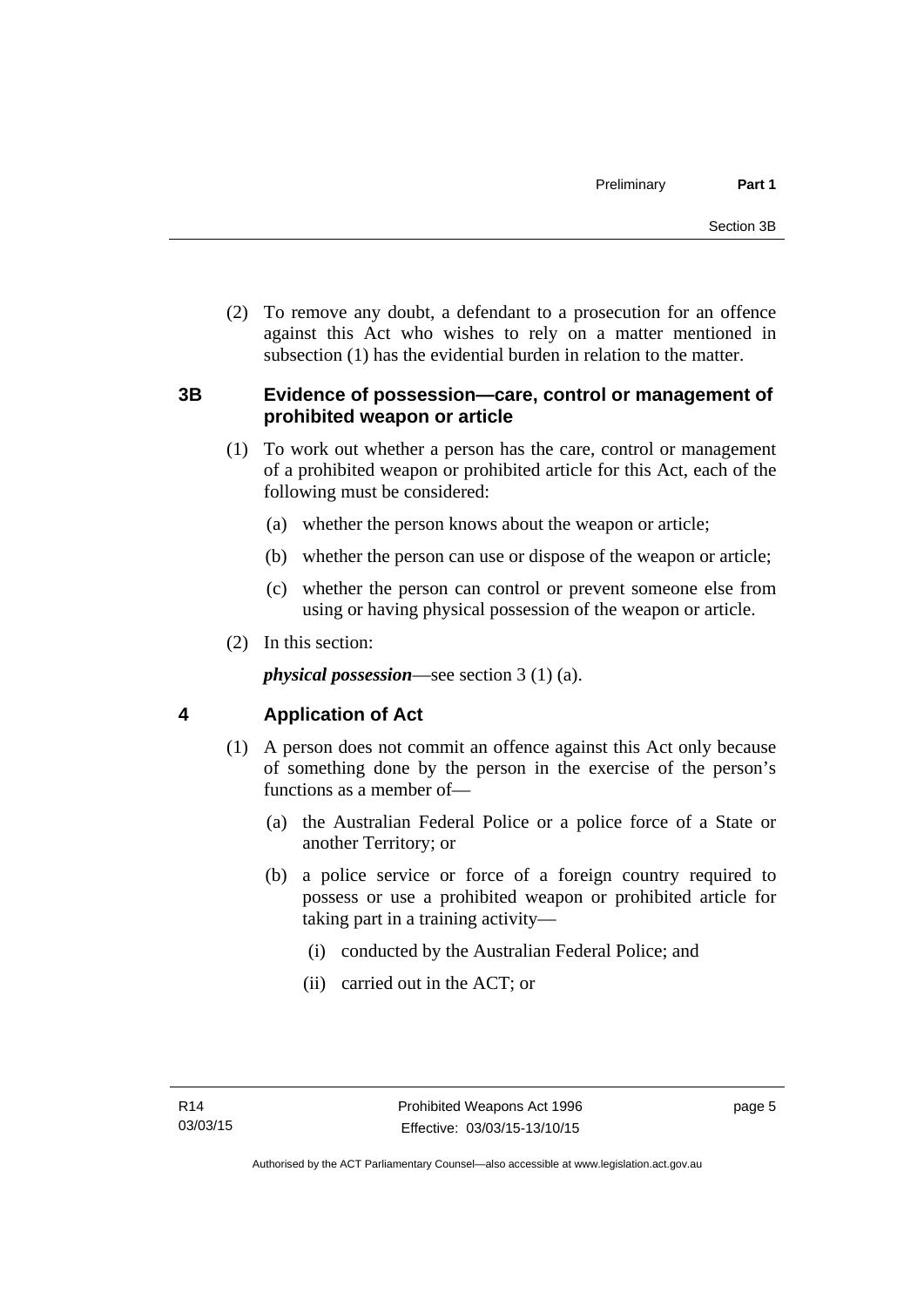(2) To remove any doubt, a defendant to a prosecution for an offence against this Act who wishes to rely on a matter mentioned in subsection (1) has the evidential burden in relation to the matter.

## 3B Evidence of possession—care, control or management of prohibited weapon or article

(1) To work out whether a person has the care, control or management of a prohibited weapon or prohibited article for this Act, each of the following must be considered:

(a) whether the person knows about the weapon or article;

(b) whether the person can use or dispose of the weapon or article;

(c) whether the person can control or prevent someone else from using or having physical possession of the weapon or article.

(2) In this section:

***physical possession***—see section 3 (1) (a).

## 4 Application of Act

(1) A person does not commit an offence against this Act only because of something done by the person in the exercise of the person's functions as a member of—

(a) the Australian Federal Police or a police force of a State or another Territory; or

(b) a police service or force of a foreign country required to possess or use a prohibited weapon or prohibited article for taking part in a training activity—

(i) conducted by the Australian Federal Police; and

(ii) carried out in the ACT; or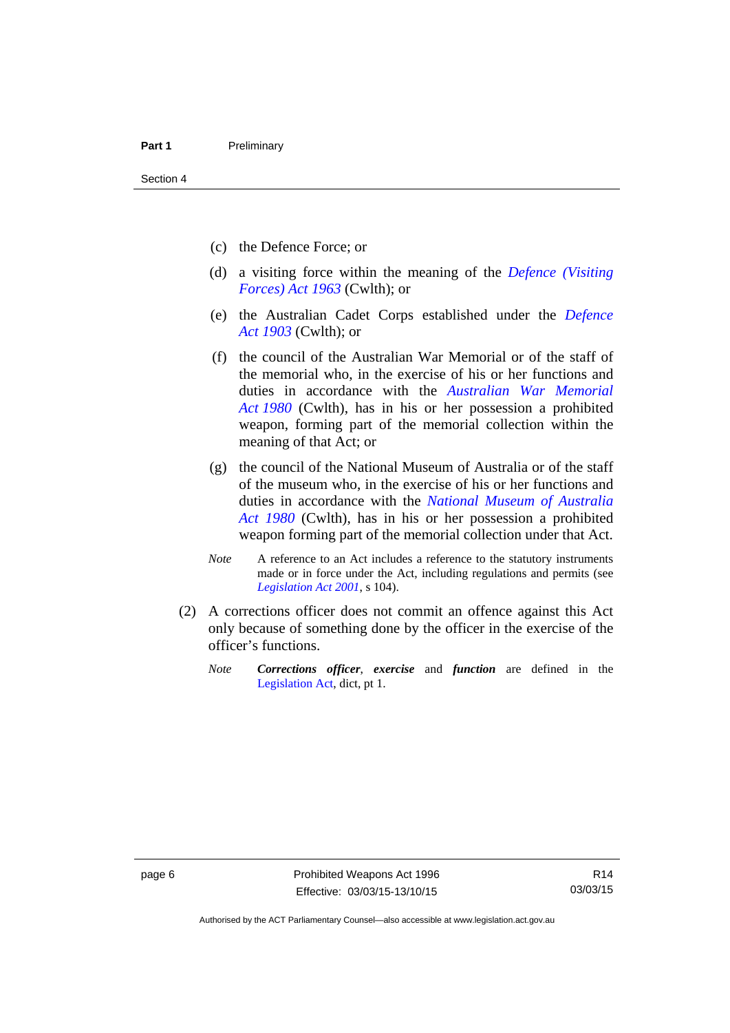(c) the Defence Force; or

(d) a visiting force within the meaning of the *Defence (Visiting Forces) Act 1963* (Cwlth); or

(e) the Australian Cadet Corps established under the *Defence Act 1903* (Cwlth); or

(f) the council of the Australian War Memorial or of the staff of the memorial who, in the exercise of his or her functions and duties in accordance with the *Australian War Memorial Act 1980* (Cwlth), has in his or her possession a prohibited weapon, forming part of the memorial collection within the meaning of that Act; or

(g) the council of the National Museum of Australia or of the staff of the museum who, in the exercise of his or her functions and duties in accordance with the *National Museum of Australia Act 1980* (Cwlth), has in his or her possession a prohibited weapon forming part of the memorial collection under that Act.

*Note* A reference to an Act includes a reference to the statutory instruments made or in force under the Act, including regulations and permits (see *Legislation Act 2001*, s 104).

(2) A corrections officer does not commit an offence against this Act only because of something done by the officer in the exercise of the officer's functions.

*Note* ***Corrections officer***, ***exercise*** and ***function*** are defined in the Legislation Act, dict, pt 1.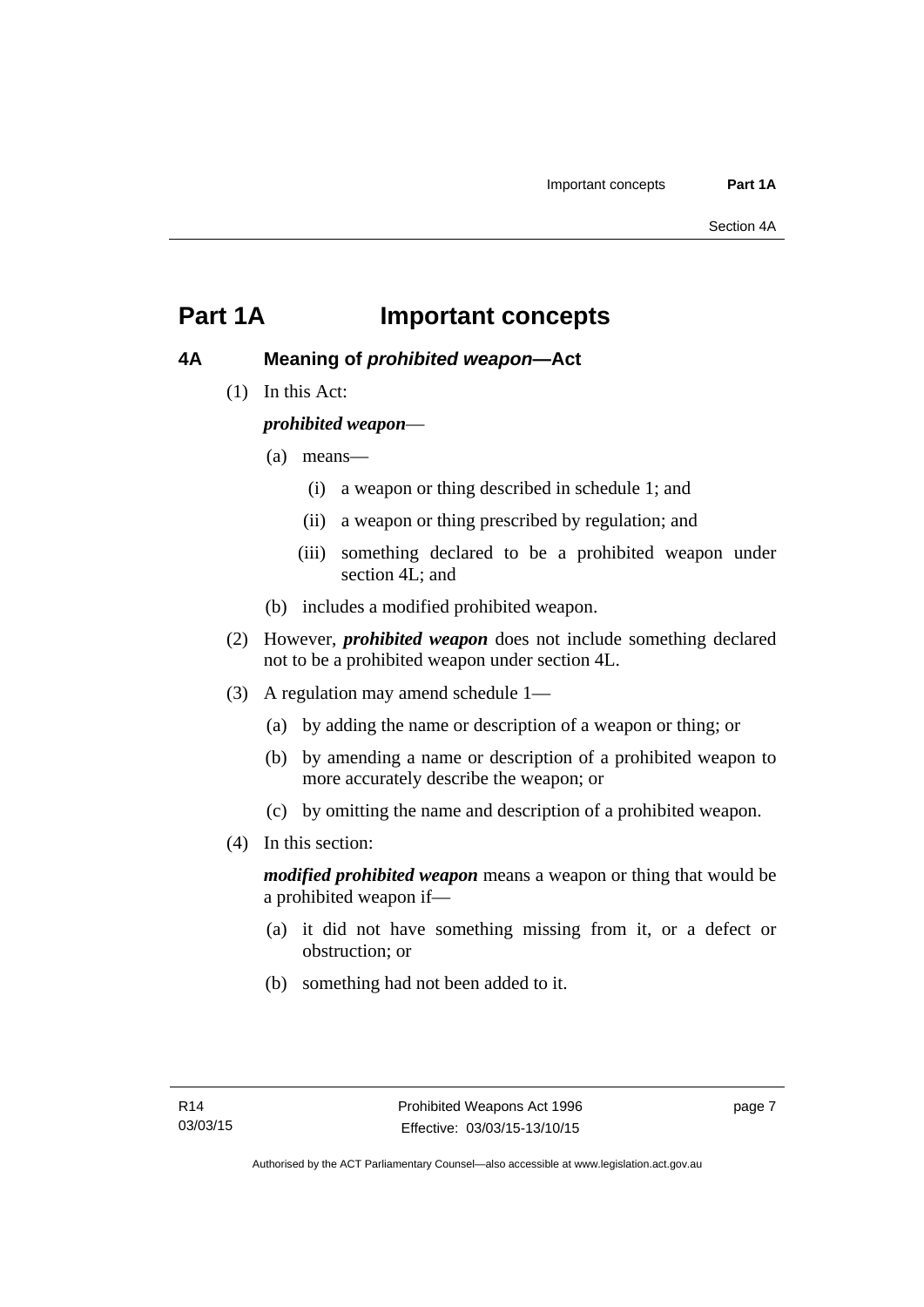# Part 1A Important concepts

## 4A Meaning of *prohibited weapon*—Act

(1) In this Act:

***prohibited weapon***—

(a) means—

(i) a weapon or thing described in schedule 1; and

(ii) a weapon or thing prescribed by regulation; and

(iii) something declared to be a prohibited weapon under section 4L; and

(b) includes a modified prohibited weapon.

(2) However, ***prohibited weapon*** does not include something declared not to be a prohibited weapon under section 4L.

(3) A regulation may amend schedule 1—

(a) by adding the name or description of a weapon or thing; or

(b) by amending a name or description of a prohibited weapon to more accurately describe the weapon; or

(c) by omitting the name and description of a prohibited weapon.

(4) In this section:

***modified prohibited weapon*** means a weapon or thing that would be a prohibited weapon if—

(a) it did not have something missing from it, or a defect or obstruction; or

(b) something had not been added to it.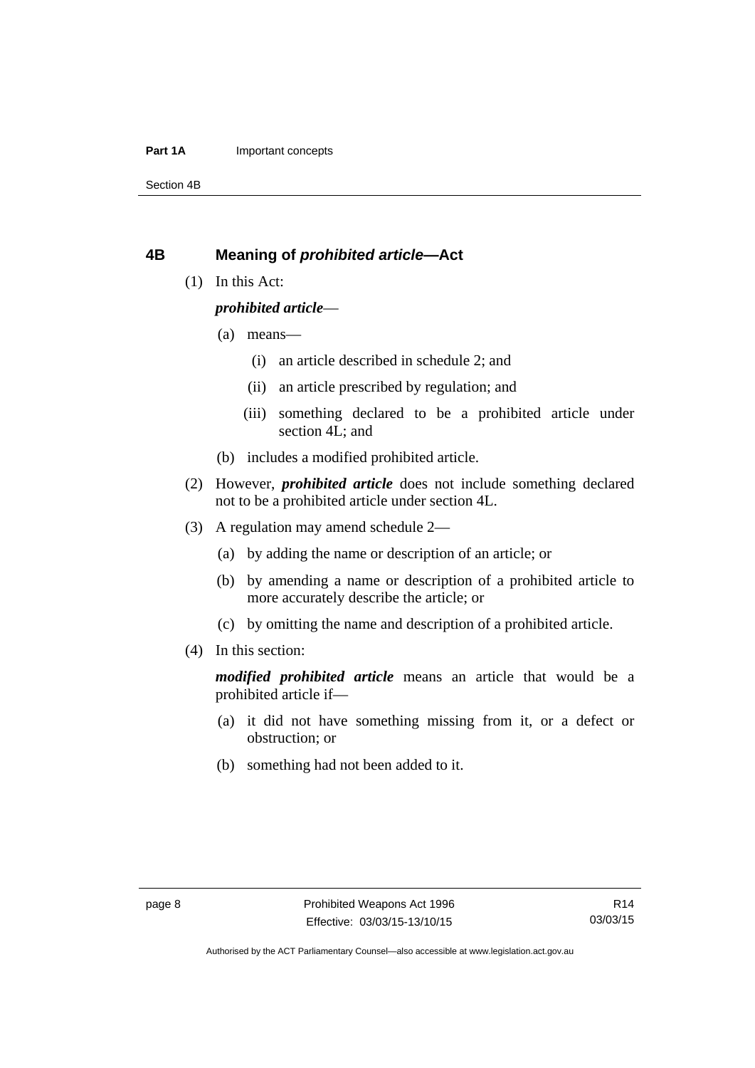## 4B Meaning of *prohibited article*—Act

(1) In this Act:

***prohibited article***—

(a) means—

(i) an article described in schedule 2; and

(ii) an article prescribed by regulation; and

(iii) something declared to be a prohibited article under section 4L; and

(b) includes a modified prohibited article.

(2) However, ***prohibited article*** does not include something declared not to be a prohibited article under section 4L.

(3) A regulation may amend schedule 2—

(a) by adding the name or description of an article; or

(b) by amending a name or description of a prohibited article to more accurately describe the article; or

(c) by omitting the name and description of a prohibited article.

(4) In this section:

***modified prohibited article*** means an article that would be a prohibited article if—

(a) it did not have something missing from it, or a defect or obstruction; or

(b) something had not been added to it.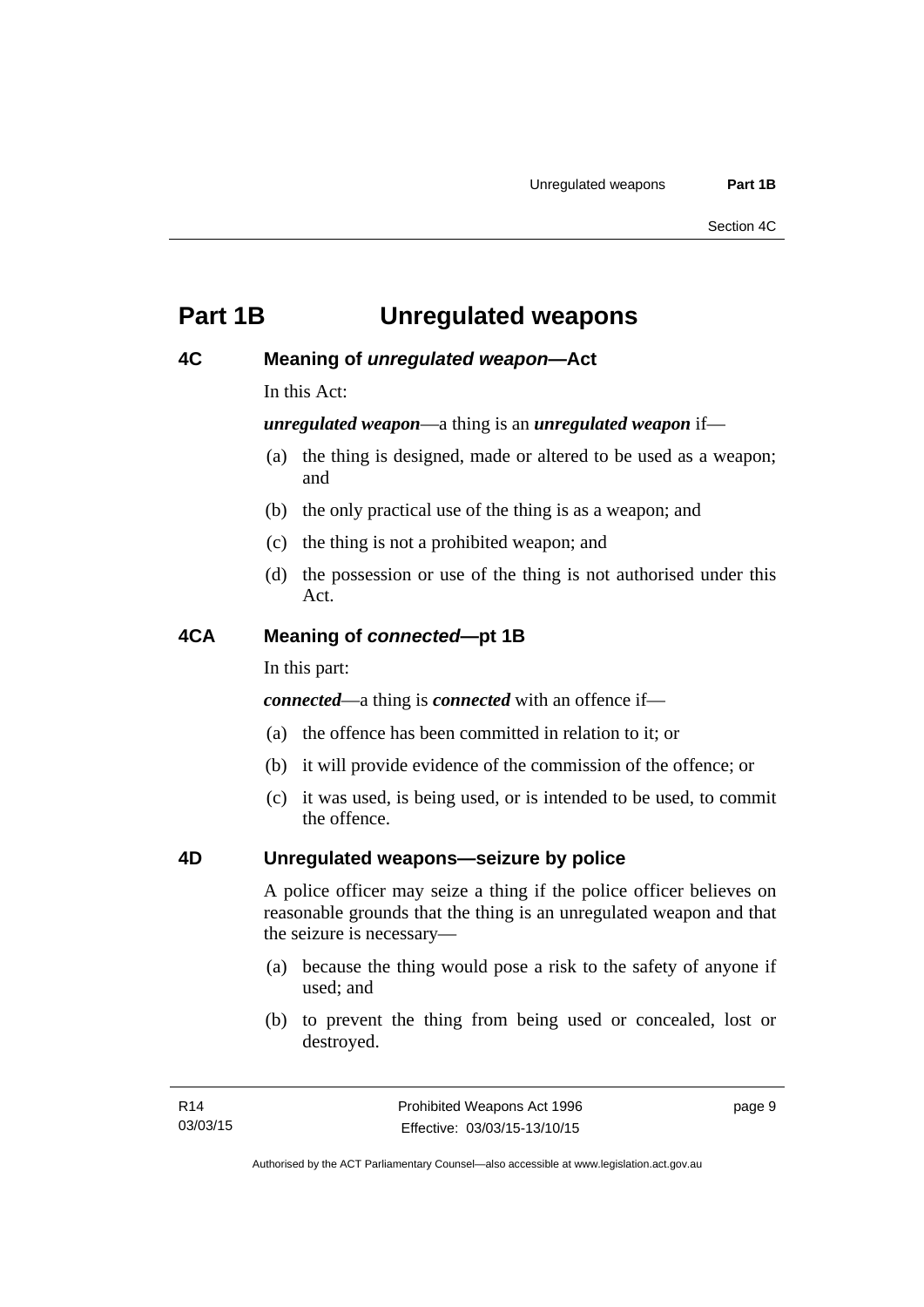# Part 1B Unregulated weapons

## 4C Meaning of *unregulated weapon*—Act

In this Act:

***unregulated weapon***—a thing is an ***unregulated weapon*** if—

(a) the thing is designed, made or altered to be used as a weapon; and

(b) the only practical use of the thing is as a weapon; and

(c) the thing is not a prohibited weapon; and

(d) the possession or use of the thing is not authorised under this Act.

## 4CA Meaning of *connected*—pt 1B

In this part:

***connected***—a thing is ***connected*** with an offence if—

(a) the offence has been committed in relation to it; or

(b) it will provide evidence of the commission of the offence; or

(c) it was used, is being used, or is intended to be used, to commit the offence.

## 4D Unregulated weapons—seizure by police

A police officer may seize a thing if the police officer believes on reasonable grounds that the thing is an unregulated weapon and that the seizure is necessary—

(a) because the thing would pose a risk to the safety of anyone if used; and

(b) to prevent the thing from being used or concealed, lost or destroyed.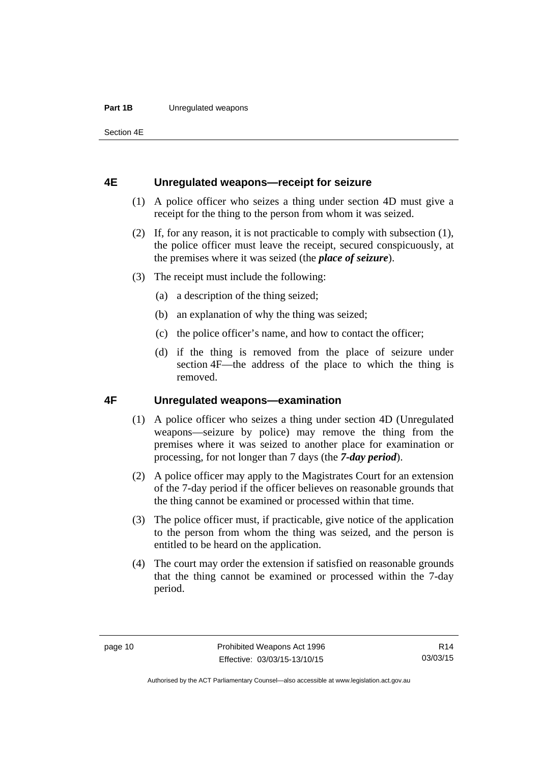## 4E Unregulated weapons—receipt for seizure

(1) A police officer who seizes a thing under section 4D must give a receipt for the thing to the person from whom it was seized.

(2) If, for any reason, it is not practicable to comply with subsection (1), the police officer must leave the receipt, secured conspicuously, at the premises where it was seized (the ***place of seizure***).

(3) The receipt must include the following:

(a) a description of the thing seized;

(b) an explanation of why the thing was seized;

(c) the police officer's name, and how to contact the officer;

(d) if the thing is removed from the place of seizure under section 4F—the address of the place to which the thing is removed.

## 4F Unregulated weapons—examination

(1) A police officer who seizes a thing under section 4D (Unregulated weapons—seizure by police) may remove the thing from the premises where it was seized to another place for examination or processing, for not longer than 7 days (the ***7-day period***).

(2) A police officer may apply to the Magistrates Court for an extension of the 7-day period if the officer believes on reasonable grounds that the thing cannot be examined or processed within that time.

(3) The police officer must, if practicable, give notice of the application to the person from whom the thing was seized, and the person is entitled to be heard on the application.

(4) The court may order the extension if satisfied on reasonable grounds that the thing cannot be examined or processed within the 7-day period.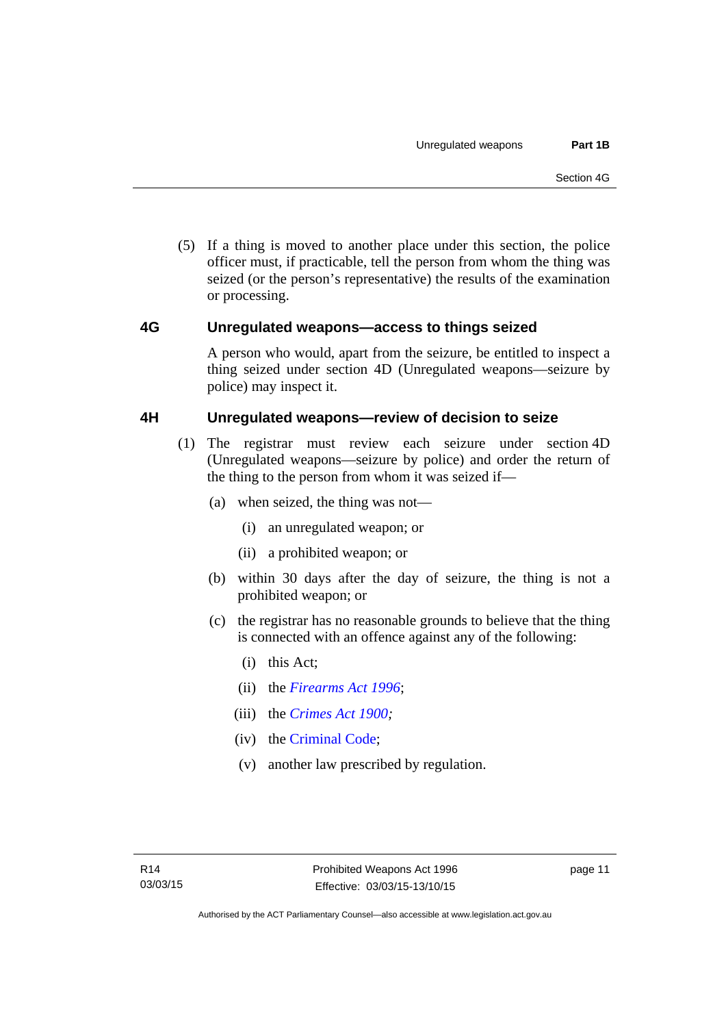(5) If a thing is moved to another place under this section, the police officer must, if practicable, tell the person from whom the thing was seized (or the person's representative) the results of the examination or processing.

### 4G Unregulated weapons—access to things seized

A person who would, apart from the seizure, be entitled to inspect a thing seized under section 4D (Unregulated weapons—seizure by police) may inspect it.

### 4H Unregulated weapons—review of decision to seize

(1) The registrar must review each seizure under section 4D (Unregulated weapons—seizure by police) and order the return of the thing to the person from whom it was seized if—

(a) when seized, the thing was not—

(i) an unregulated weapon; or

(ii) a prohibited weapon; or

(b) within 30 days after the day of seizure, the thing is not a prohibited weapon; or

(c) the registrar has no reasonable grounds to believe that the thing is connected with an offence against any of the following:

(i) this Act;

(ii) the *Firearms Act 1996*;

(iii) the *Crimes Act 1900;*

(iv) the Criminal Code;

(v) another law prescribed by regulation.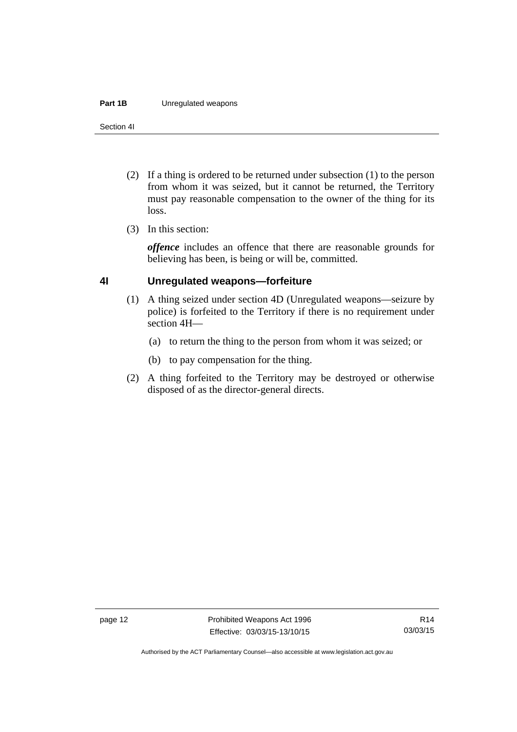(2) If a thing is ordered to be returned under subsection (1) to the person from whom it was seized, but it cannot be returned, the Territory must pay reasonable compensation to the owner of the thing for its loss.

(3) In this section:

***offence*** includes an offence that there are reasonable grounds for believing has been, is being or will be, committed.

### 4I Unregulated weapons—forfeiture

(1) A thing seized under section 4D (Unregulated weapons—seizure by police) is forfeited to the Territory if there is no requirement under section 4H—

(a) to return the thing to the person from whom it was seized; or

(b) to pay compensation for the thing.

(2) A thing forfeited to the Territory may be destroyed or otherwise disposed of as the director-general directs.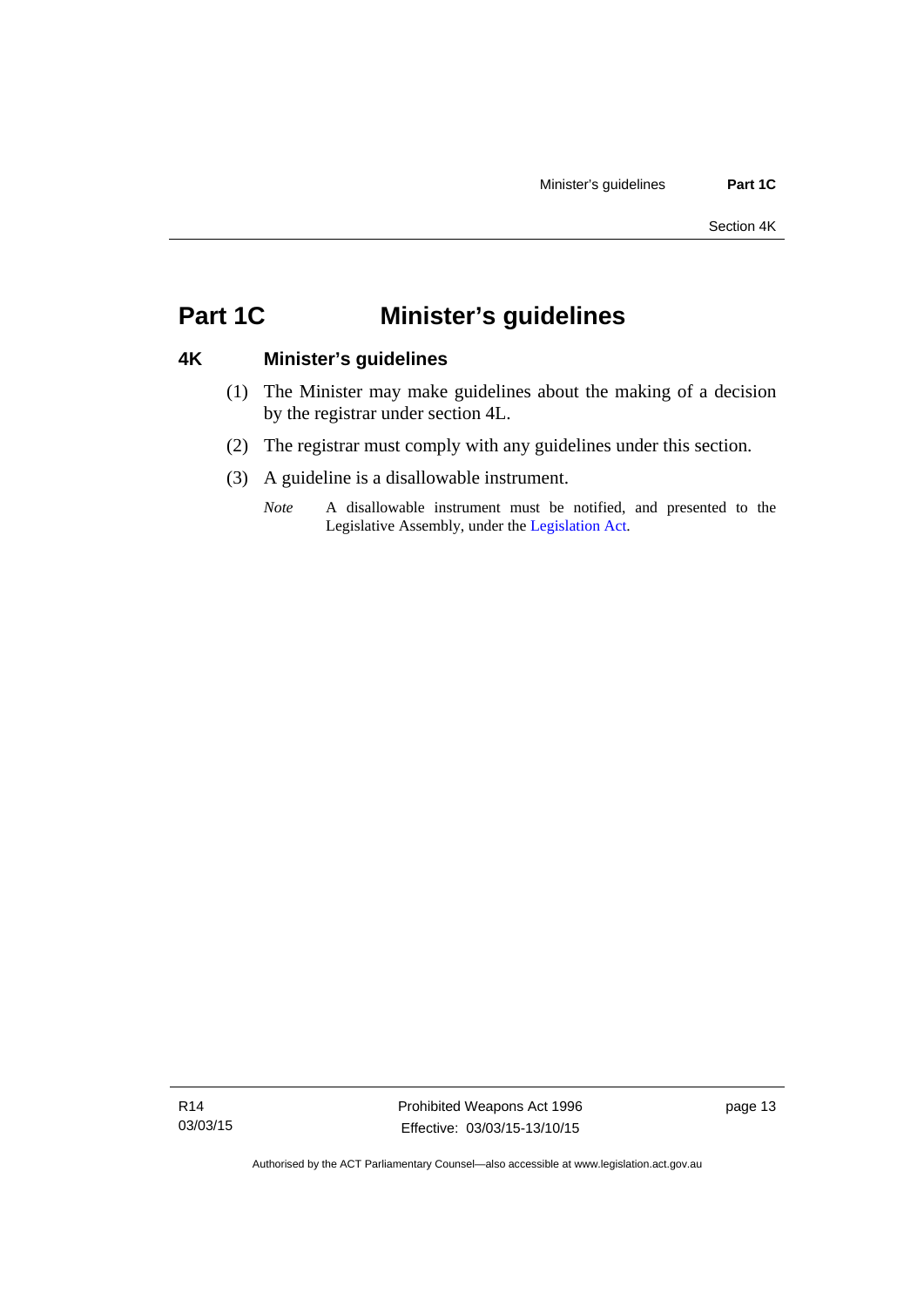# Part 1C Minister's guidelines

## 4K Minister's guidelines

(1) The Minister may make guidelines about the making of a decision by the registrar under section 4L.

(2) The registrar must comply with any guidelines under this section.

(3) A guideline is a disallowable instrument.

*Note* A disallowable instrument must be notified, and presented to the Legislative Assembly, under the Legislation Act.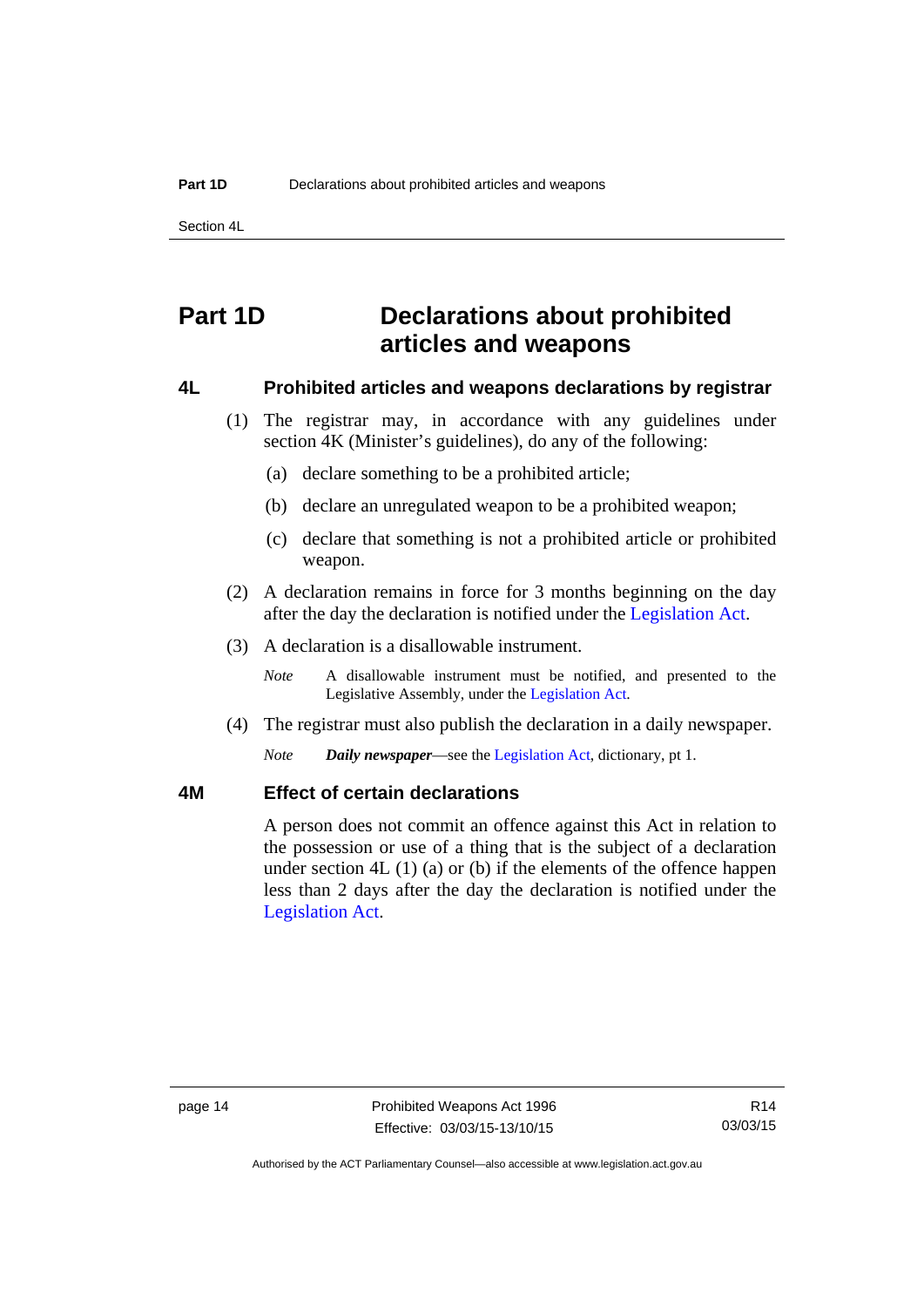# Part 1D Declarations about prohibited articles and weapons

### 4L Prohibited articles and weapons declarations by registrar

(1) The registrar may, in accordance with any guidelines under section 4K (Minister's guidelines), do any of the following:

(a) declare something to be a prohibited article;

(b) declare an unregulated weapon to be a prohibited weapon;

(c) declare that something is not a prohibited article or prohibited weapon.

(2) A declaration remains in force for 3 months beginning on the day after the day the declaration is notified under the Legislation Act.

(3) A declaration is a disallowable instrument.

*Note* A disallowable instrument must be notified, and presented to the Legislative Assembly, under the Legislation Act.

(4) The registrar must also publish the declaration in a daily newspaper.

*Note* ***Daily newspaper***—see the Legislation Act, dictionary, pt 1.

### 4M Effect of certain declarations

A person does not commit an offence against this Act in relation to the possession or use of a thing that is the subject of a declaration under section 4L (1) (a) or (b) if the elements of the offence happen less than 2 days after the day the declaration is notified under the Legislation Act.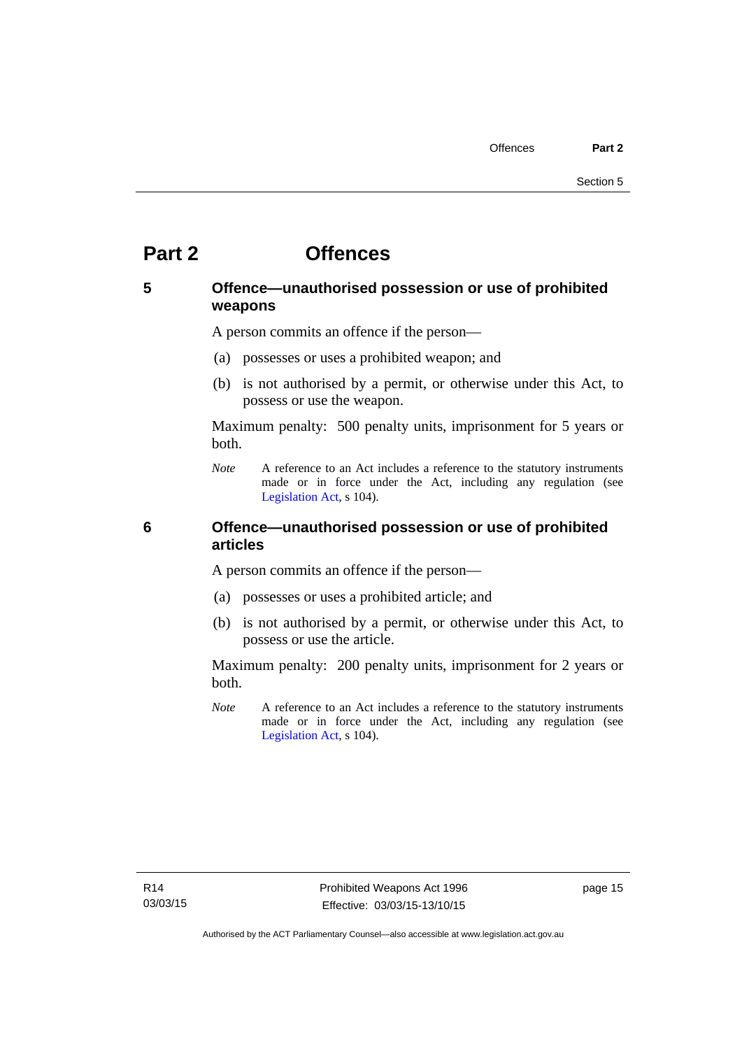# Part 2 Offences

## 5 Offence—unauthorised possession or use of prohibited weapons

A person commits an offence if the person—

(a) possesses or uses a prohibited weapon; and

(b) is not authorised by a permit, or otherwise under this Act, to possess or use the weapon.

Maximum penalty: 500 penalty units, imprisonment for 5 years or both.

*Note* A reference to an Act includes a reference to the statutory instruments made or in force under the Act, including any regulation (see Legislation Act, s 104).

## 6 Offence—unauthorised possession or use of prohibited articles

A person commits an offence if the person—

(a) possesses or uses a prohibited article; and

(b) is not authorised by a permit, or otherwise under this Act, to possess or use the article.

Maximum penalty: 200 penalty units, imprisonment for 2 years or both.

*Note* A reference to an Act includes a reference to the statutory instruments made or in force under the Act, including any regulation (see Legislation Act, s 104).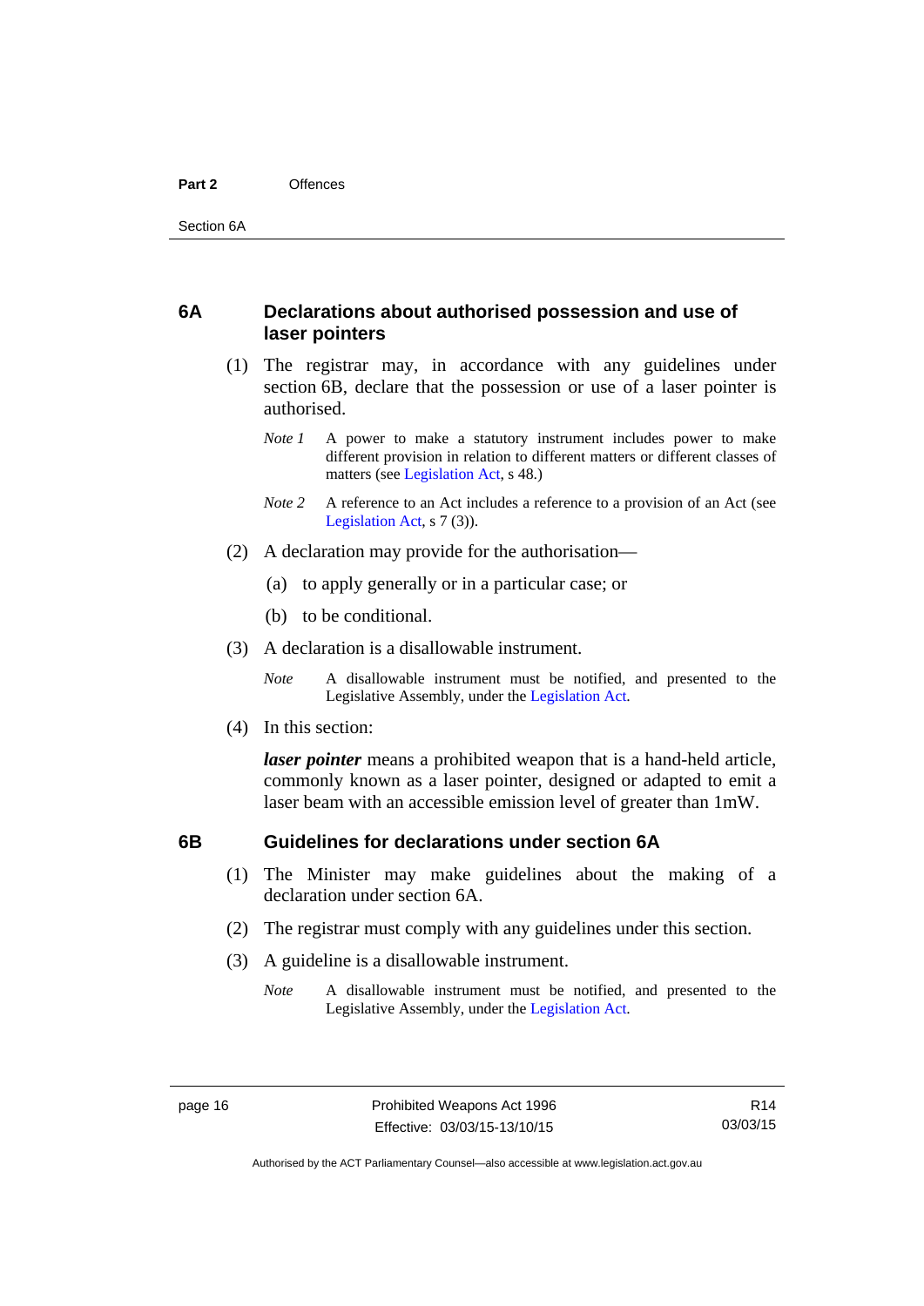## 6A Declarations about authorised possession and use of laser pointers

(1) The registrar may, in accordance with any guidelines under section 6B, declare that the possession or use of a laser pointer is authorised.

*Note 1* A power to make a statutory instrument includes power to make different provision in relation to different matters or different classes of matters (see Legislation Act, s 48.)

*Note 2* A reference to an Act includes a reference to a provision of an Act (see Legislation Act, s 7 (3)).

(2) A declaration may provide for the authorisation—

(a) to apply generally or in a particular case; or

(b) to be conditional.

(3) A declaration is a disallowable instrument.

*Note* A disallowable instrument must be notified, and presented to the Legislative Assembly, under the Legislation Act.

(4) In this section:

***laser pointer*** means a prohibited weapon that is a hand-held article, commonly known as a laser pointer, designed or adapted to emit a laser beam with an accessible emission level of greater than 1mW.

## 6B Guidelines for declarations under section 6A

(1) The Minister may make guidelines about the making of a declaration under section 6A.

(2) The registrar must comply with any guidelines under this section.

(3) A guideline is a disallowable instrument.

*Note* A disallowable instrument must be notified, and presented to the Legislative Assembly, under the Legislation Act.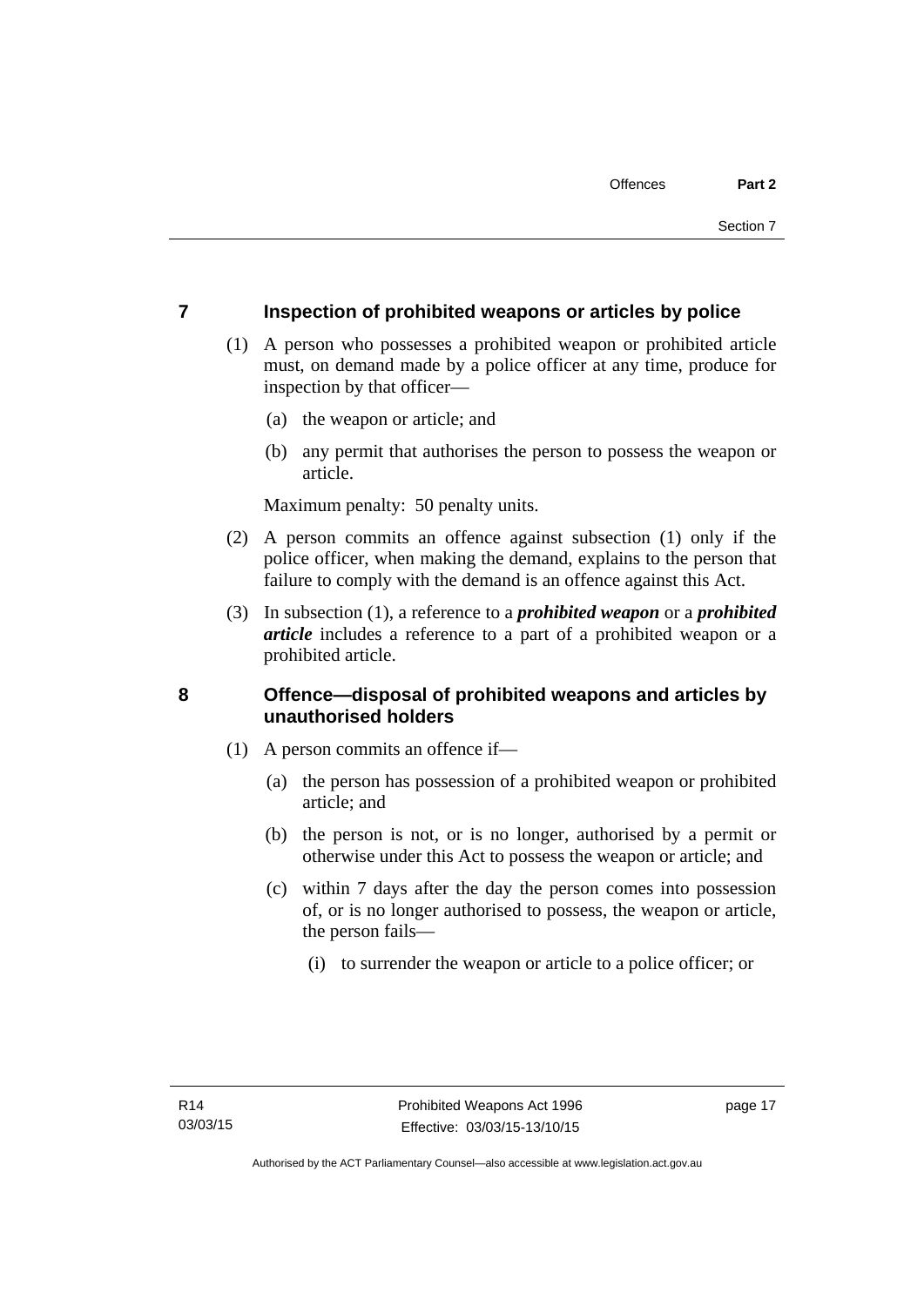## 7 Inspection of prohibited weapons or articles by police

(1) A person who possesses a prohibited weapon or prohibited article must, on demand made by a police officer at any time, produce for inspection by that officer—

(a) the weapon or article; and

(b) any permit that authorises the person to possess the weapon or article.

Maximum penalty: 50 penalty units.

(2) A person commits an offence against subsection (1) only if the police officer, when making the demand, explains to the person that failure to comply with the demand is an offence against this Act.

(3) In subsection (1), a reference to a ***prohibited weapon*** or a ***prohibited article*** includes a reference to a part of a prohibited weapon or a prohibited article.

## 8 Offence—disposal of prohibited weapons and articles by unauthorised holders

(1) A person commits an offence if—

(a) the person has possession of a prohibited weapon or prohibited article; and

(b) the person is not, or is no longer, authorised by a permit or otherwise under this Act to possess the weapon or article; and

(c) within 7 days after the day the person comes into possession of, or is no longer authorised to possess, the weapon or article, the person fails—

(i) to surrender the weapon or article to a police officer; or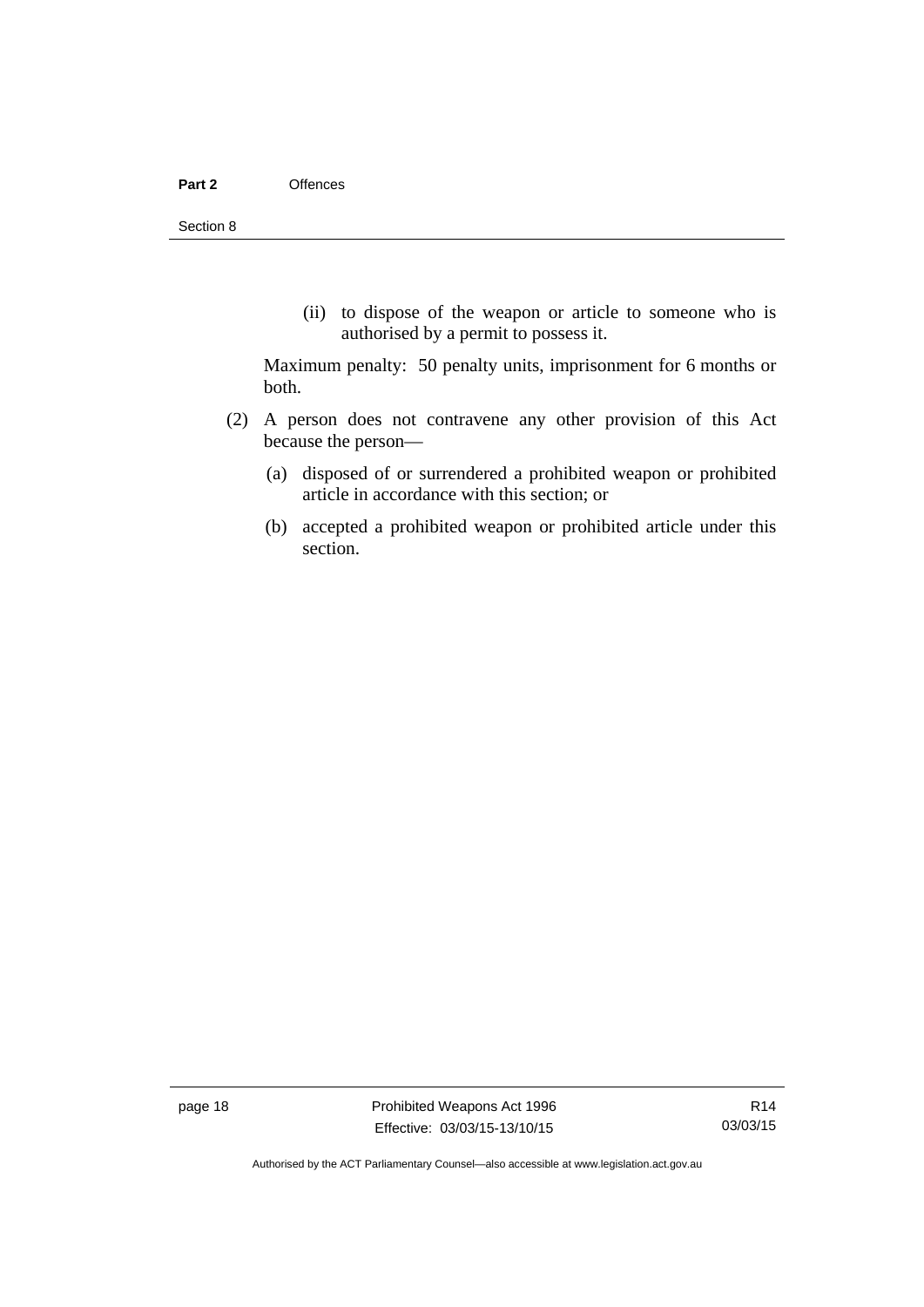(ii) to dispose of the weapon or article to someone who is authorised by a permit to possess it.

Maximum penalty: 50 penalty units, imprisonment for 6 months or both.

(2) A person does not contravene any other provision of this Act because the person—

(a) disposed of or surrendered a prohibited weapon or prohibited article in accordance with this section; or

(b) accepted a prohibited weapon or prohibited article under this section.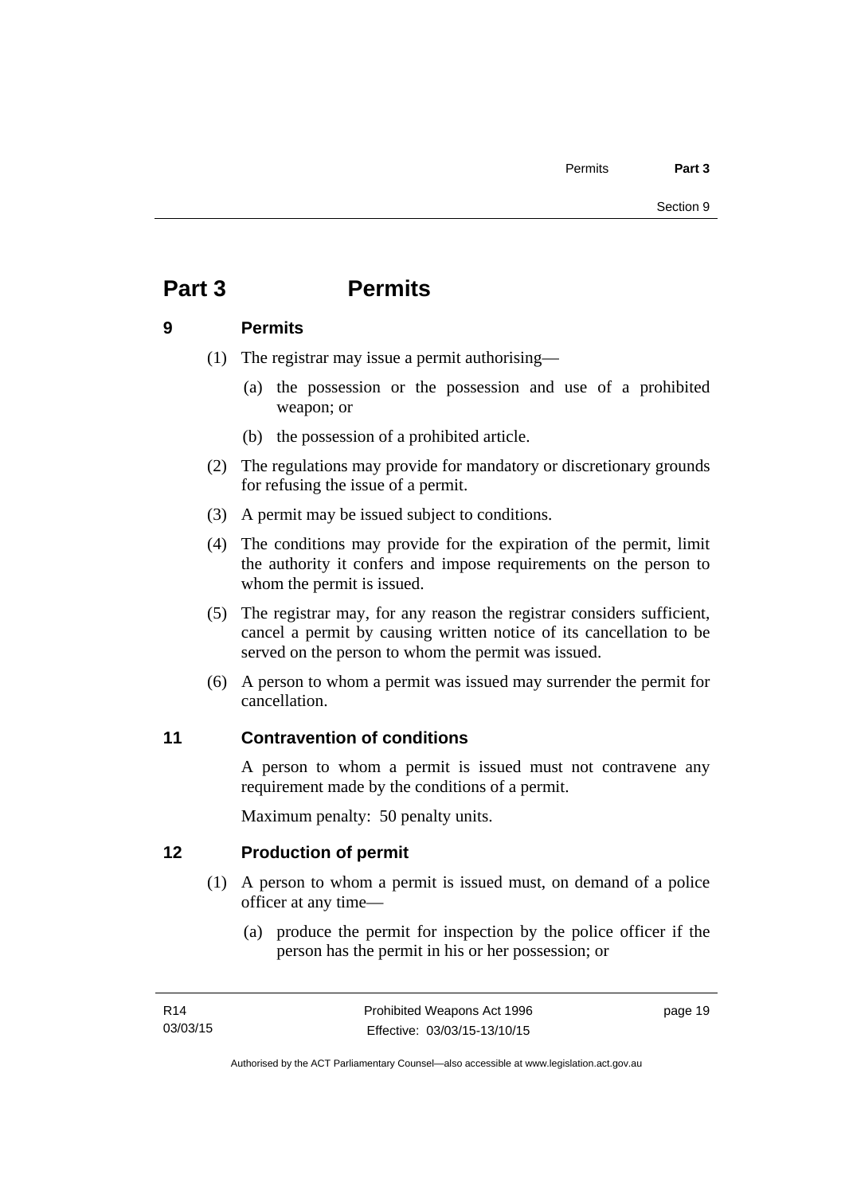# Part 3 Permits

## 9 Permits

(1) The registrar may issue a permit authorising—

(a) the possession or the possession and use of a prohibited weapon; or

(b) the possession of a prohibited article.

(2) The regulations may provide for mandatory or discretionary grounds for refusing the issue of a permit.

(3) A permit may be issued subject to conditions.

(4) The conditions may provide for the expiration of the permit, limit the authority it confers and impose requirements on the person to whom the permit is issued.

(5) The registrar may, for any reason the registrar considers sufficient, cancel a permit by causing written notice of its cancellation to be served on the person to whom the permit was issued.

(6) A person to whom a permit was issued may surrender the permit for cancellation.

## 11 Contravention of conditions

A person to whom a permit is issued must not contravene any requirement made by the conditions of a permit.

Maximum penalty: 50 penalty units.

## 12 Production of permit

(1) A person to whom a permit is issued must, on demand of a police officer at any time—

(a) produce the permit for inspection by the police officer if the person has the permit in his or her possession; or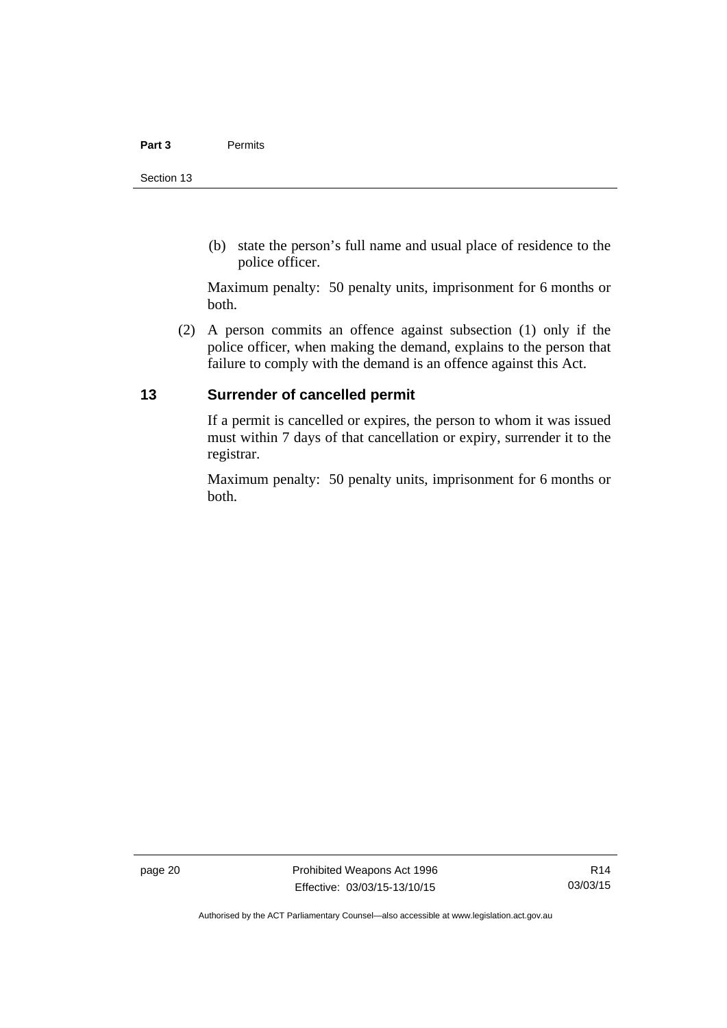(b) state the person's full name and usual place of residence to the police officer.

Maximum penalty: 50 penalty units, imprisonment for 6 months or both.

(2) A person commits an offence against subsection (1) only if the police officer, when making the demand, explains to the person that failure to comply with the demand is an offence against this Act.

## 13 Surrender of cancelled permit

If a permit is cancelled or expires, the person to whom it was issued must within 7 days of that cancellation or expiry, surrender it to the registrar.

Maximum penalty: 50 penalty units, imprisonment for 6 months or both.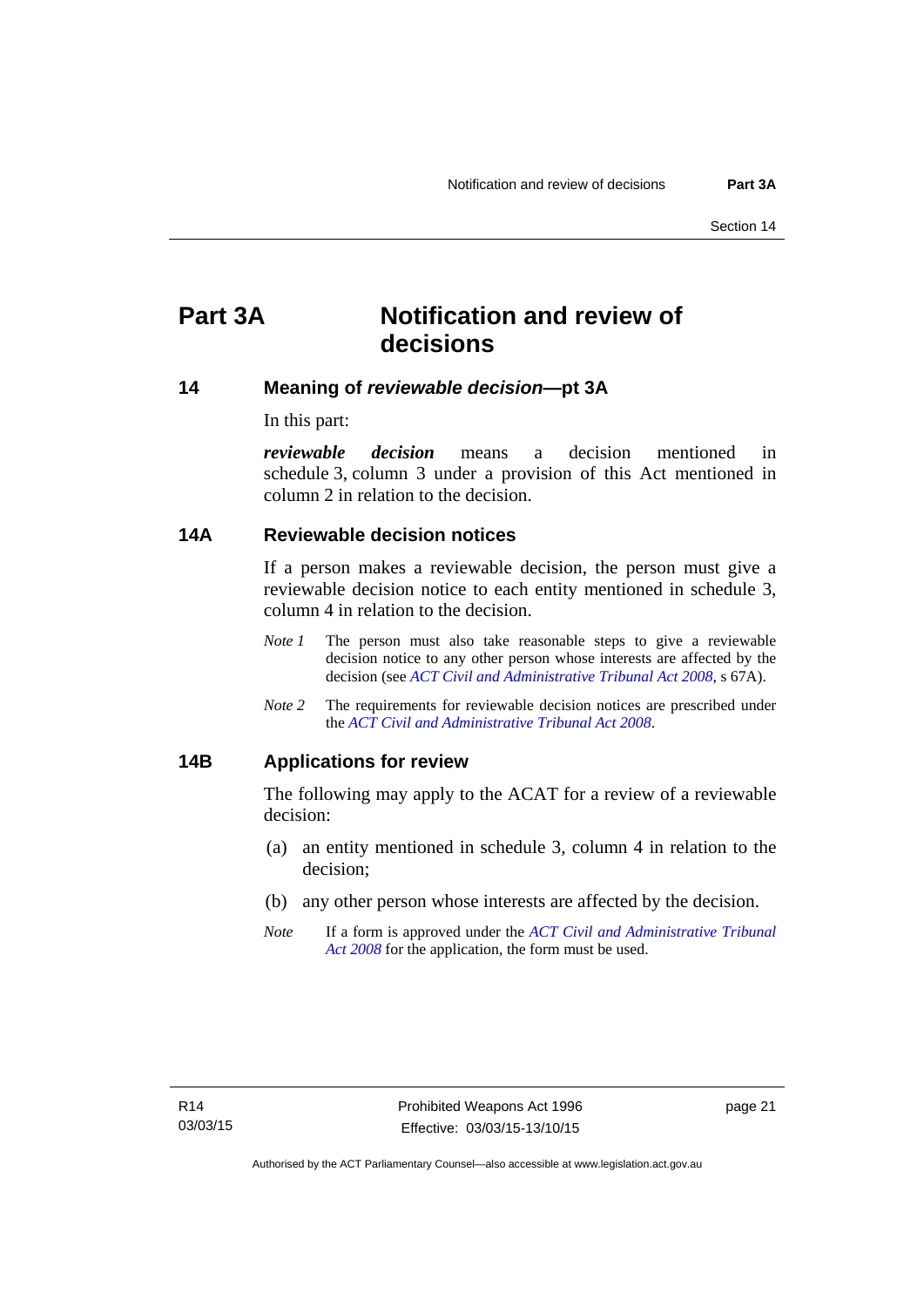# Part 3A Notification and review of decisions

### 14 Meaning of *reviewable decision*—pt 3A

In this part:

***reviewable decision*** means a decision mentioned in schedule 3, column 3 under a provision of this Act mentioned in column 2 in relation to the decision.

### 14A Reviewable decision notices

If a person makes a reviewable decision, the person must give a reviewable decision notice to each entity mentioned in schedule 3, column 4 in relation to the decision.

*Note 1* The person must also take reasonable steps to give a reviewable decision notice to any other person whose interests are affected by the decision (see *ACT Civil and Administrative Tribunal Act 2008*, s 67A).

*Note 2* The requirements for reviewable decision notices are prescribed under the *ACT Civil and Administrative Tribunal Act 2008*.

### 14B Applications for review

The following may apply to the ACAT for a review of a reviewable decision:

(a) an entity mentioned in schedule 3, column 4 in relation to the decision;

(b) any other person whose interests are affected by the decision.

*Note* If a form is approved under the *ACT Civil and Administrative Tribunal Act 2008* for the application, the form must be used.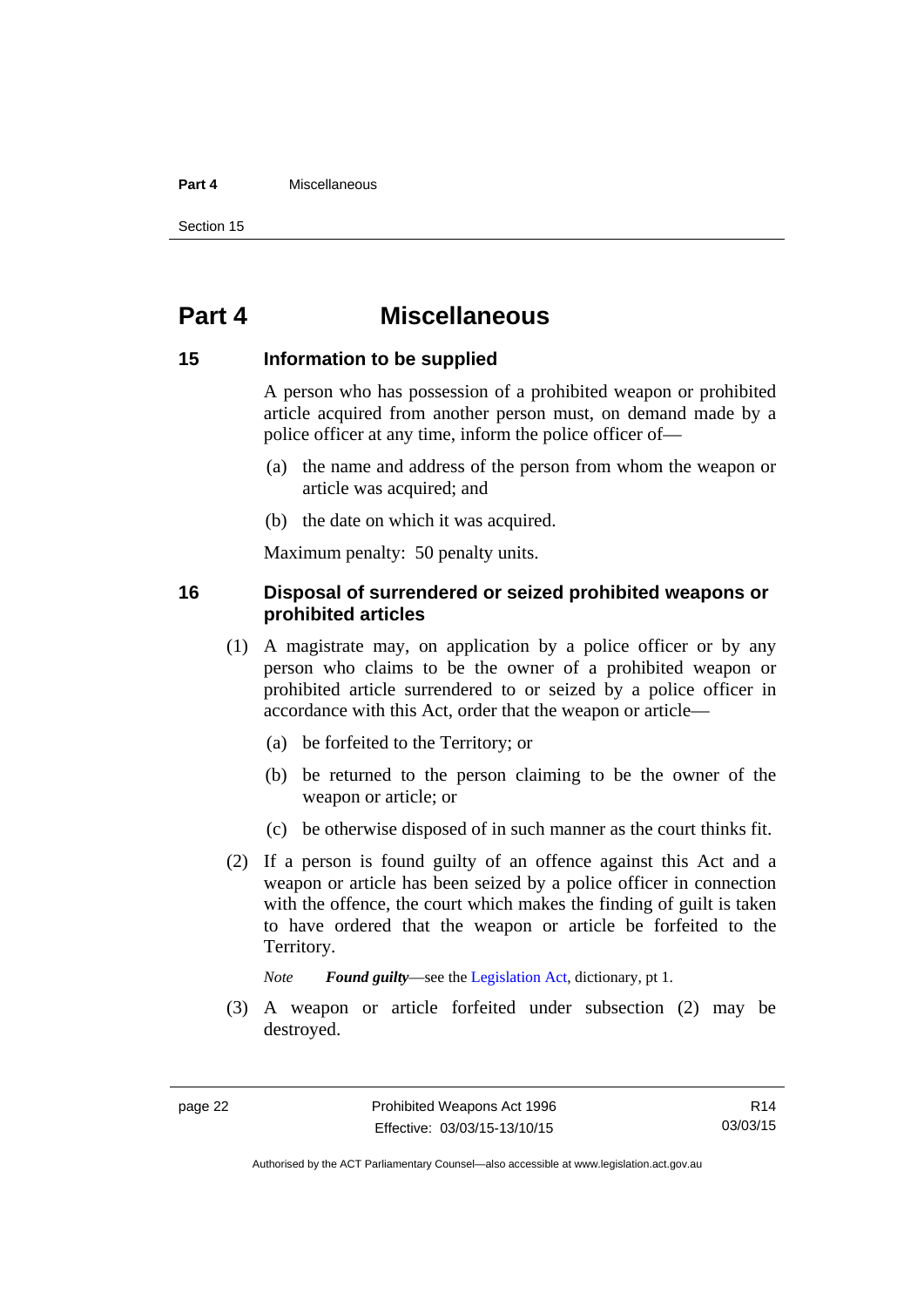# Part 4 Miscellaneous

## 15 Information to be supplied

A person who has possession of a prohibited weapon or prohibited article acquired from another person must, on demand made by a police officer at any time, inform the police officer of—

(a) the name and address of the person from whom the weapon or article was acquired; and

(b) the date on which it was acquired.

Maximum penalty: 50 penalty units.

## 16 Disposal of surrendered or seized prohibited weapons or prohibited articles

(1) A magistrate may, on application by a police officer or by any person who claims to be the owner of a prohibited weapon or prohibited article surrendered to or seized by a police officer in accordance with this Act, order that the weapon or article—

(a) be forfeited to the Territory; or

(b) be returned to the person claiming to be the owner of the weapon or article; or

(c) be otherwise disposed of in such manner as the court thinks fit.

(2) If a person is found guilty of an offence against this Act and a weapon or article has been seized by a police officer in connection with the offence, the court which makes the finding of guilt is taken to have ordered that the weapon or article be forfeited to the Territory.

*Note* ***Found guilty***—see the Legislation Act, dictionary, pt 1.

(3) A weapon or article forfeited under subsection (2) may be destroyed.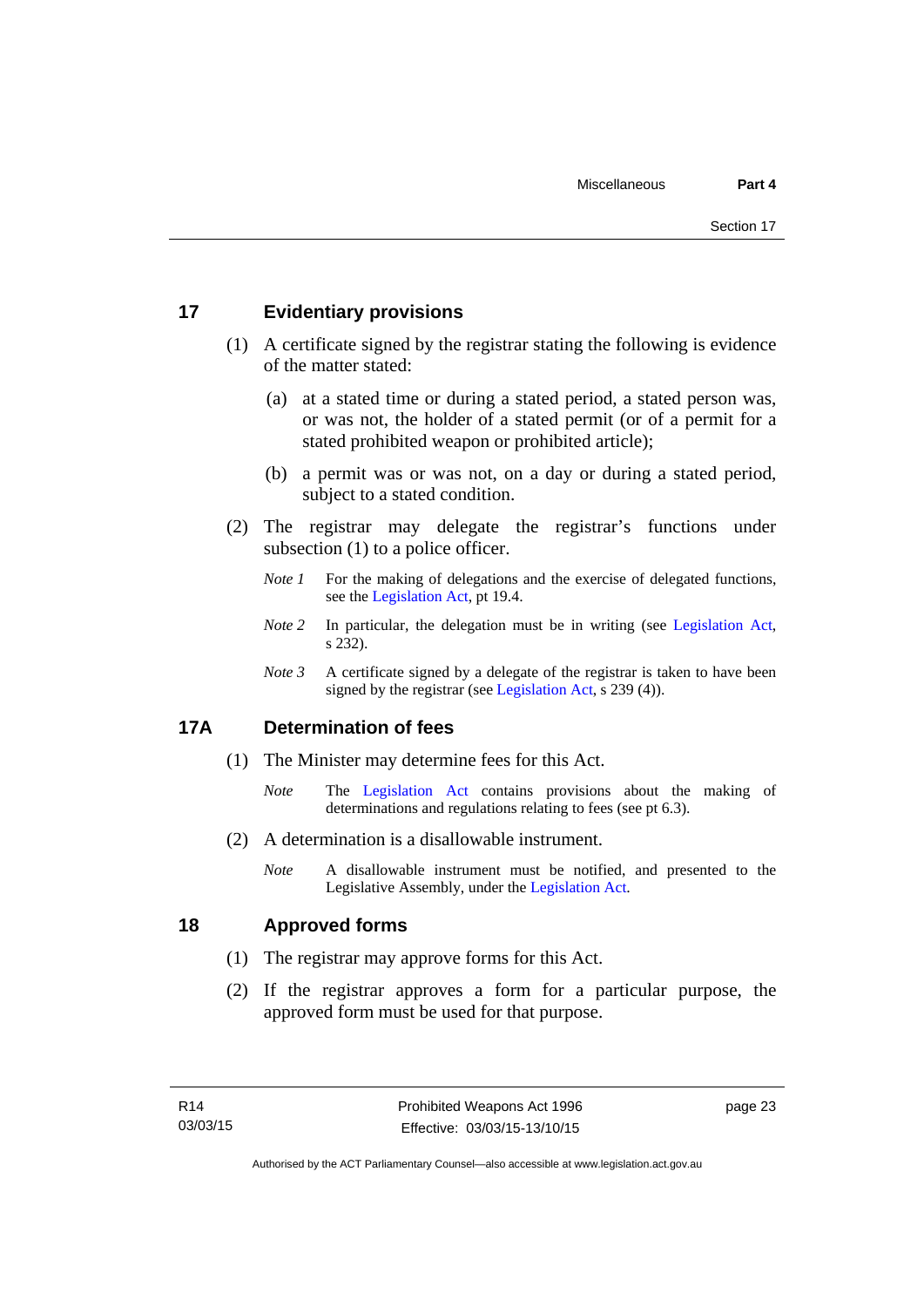## 17 Evidentiary provisions

(1) A certificate signed by the registrar stating the following is evidence of the matter stated:

(a) at a stated time or during a stated period, a stated person was, or was not, the holder of a stated permit (or of a permit for a stated prohibited weapon or prohibited article);

(b) a permit was or was not, on a day or during a stated period, subject to a stated condition.

(2) The registrar may delegate the registrar's functions under subsection (1) to a police officer.

*Note 1* For the making of delegations and the exercise of delegated functions, see the Legislation Act, pt 19.4.

*Note 2* In particular, the delegation must be in writing (see Legislation Act, s 232).

*Note 3* A certificate signed by a delegate of the registrar is taken to have been signed by the registrar (see Legislation Act, s 239 (4)).

## 17A Determination of fees

(1) The Minister may determine fees for this Act.

*Note* The Legislation Act contains provisions about the making of determinations and regulations relating to fees (see pt 6.3).

(2) A determination is a disallowable instrument.

*Note* A disallowable instrument must be notified, and presented to the Legislative Assembly, under the Legislation Act.

## 18 Approved forms

(1) The registrar may approve forms for this Act.

(2) If the registrar approves a form for a particular purpose, the approved form must be used for that purpose.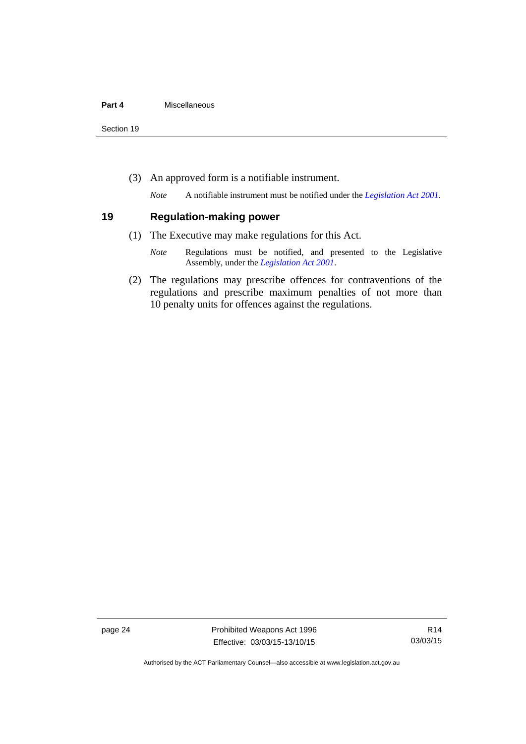(3) An approved form is a notifiable instrument.

*Note* A notifiable instrument must be notified under the *Legislation Act 2001*.

## 19 Regulation-making power

(1) The Executive may make regulations for this Act.

*Note* Regulations must be notified, and presented to the Legislative Assembly, under the *Legislation Act 2001*.

(2) The regulations may prescribe offences for contraventions of the regulations and prescribe maximum penalties of not more than 10 penalty units for offences against the regulations.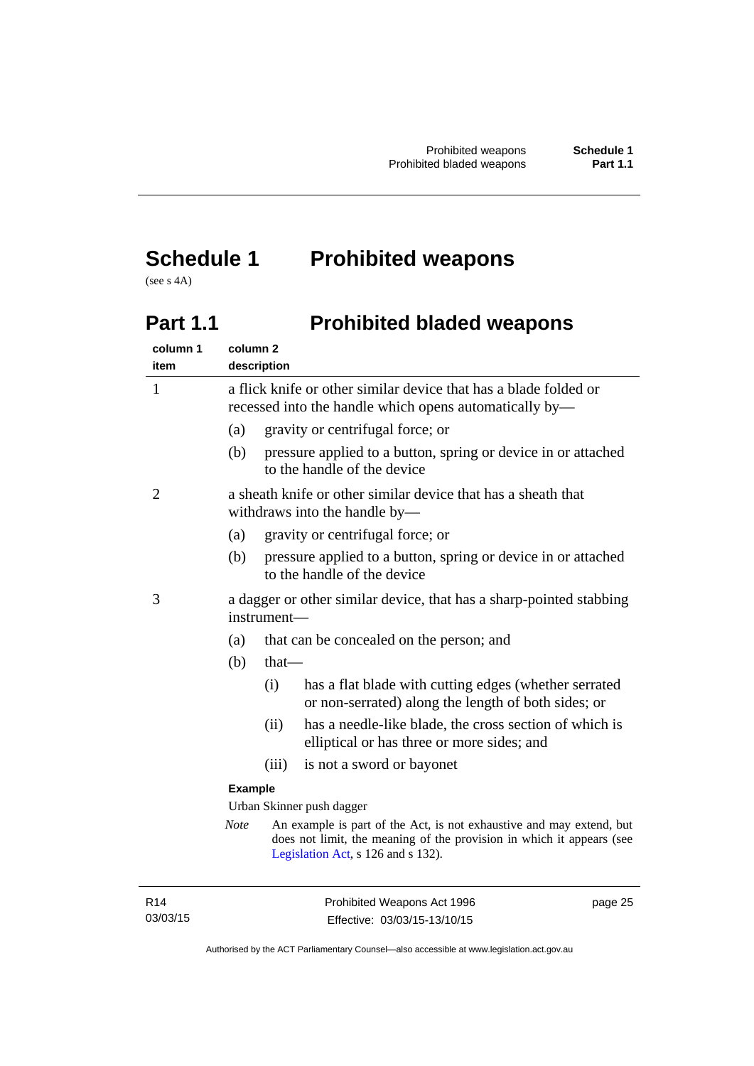# Schedule 1 Prohibited weapons

(see s 4A)

## Part 1.1 Prohibited bladed weapons

| column 1 item | column 2 description |
|---|---|
| 1 | a flick knife or other similar device that has a blade folded or recessed into the handle which opens automatically by—<br>(a) gravity or centrifugal force; or<br>(b) pressure applied to a button, spring or device in or attached to the handle of the device |
| 2 | a sheath knife or other similar device that has a sheath that withdraws into the handle by—<br>(a) gravity or centrifugal force; or<br>(b) pressure applied to a button, spring or device in or attached to the handle of the device |
| 3 | a dagger or other similar device, that has a sharp-pointed stabbing instrument—<br>(a) that can be concealed on the person; and<br>(b) that—<br>(i) has a flat blade with cutting edges (whether serrated or non-serrated) along the length of both sides; or<br>(ii) has a needle-like blade, the cross section of which is elliptical or has three or more sides; and<br>(iii) is not a sword or bayonet<br>**Example**<br>Urban Skinner push dagger<br>*Note* An example is part of the Act, is not exhaustive and may extend, but does not limit, the meaning of the provision in which it appears (see Legislation Act, s 126 and s 132). |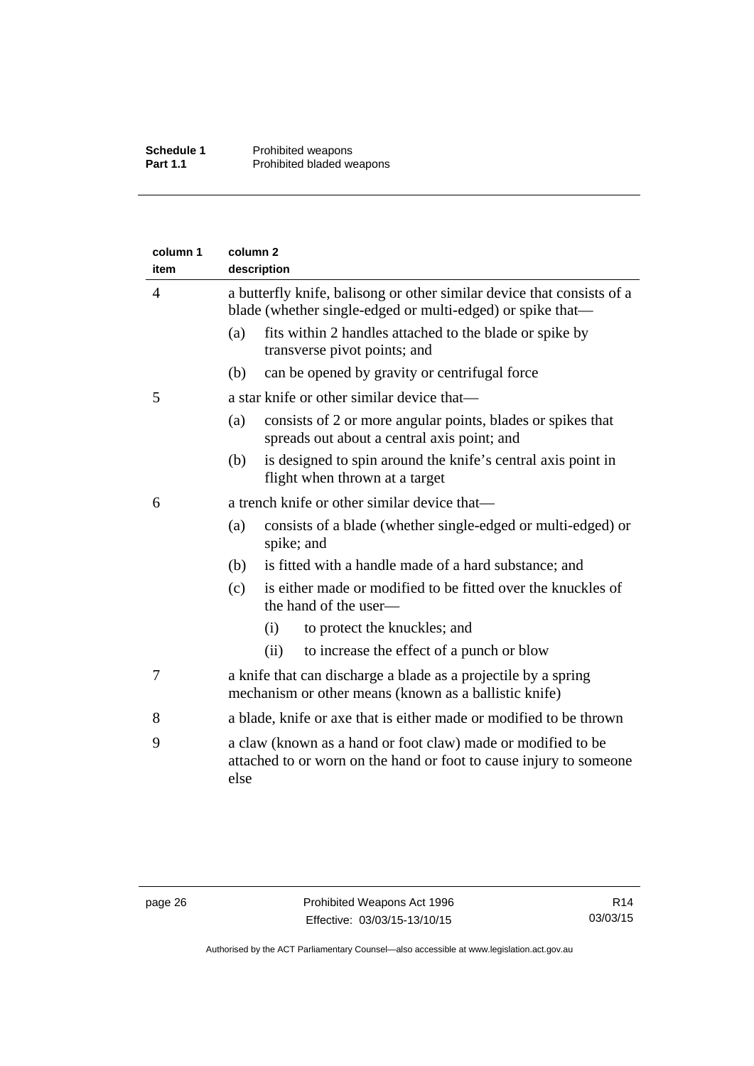| column 1 item | column 2 description |
|---|---|
| 4 | a butterfly knife, balisong or other similar device that consists of a blade (whether single-edged or multi-edged) or spike that—<br>(a) fits within 2 handles attached to the blade or spike by transverse pivot points; and<br>(b) can be opened by gravity or centrifugal force |
| 5 | a star knife or other similar device that—<br>(a) consists of 2 or more angular points, blades or spikes that spreads out about a central axis point; and<br>(b) is designed to spin around the knife's central axis point in flight when thrown at a target |
| 6 | a trench knife or other similar device that—<br>(a) consists of a blade (whether single-edged or multi-edged) or spike; and<br>(b) is fitted with a handle made of a hard substance; and<br>(c) is either made or modified to be fitted over the knuckles of the hand of the user—<br>(i) to protect the knuckles; and<br>(ii) to increase the effect of a punch or blow |
| 7 | a knife that can discharge a blade as a projectile by a spring mechanism or other means (known as a ballistic knife) |
| 8 | a blade, knife or axe that is either made or modified to be thrown |
| 9 | a claw (known as a hand or foot claw) made or modified to be attached to or worn on the hand or foot to cause injury to someone else |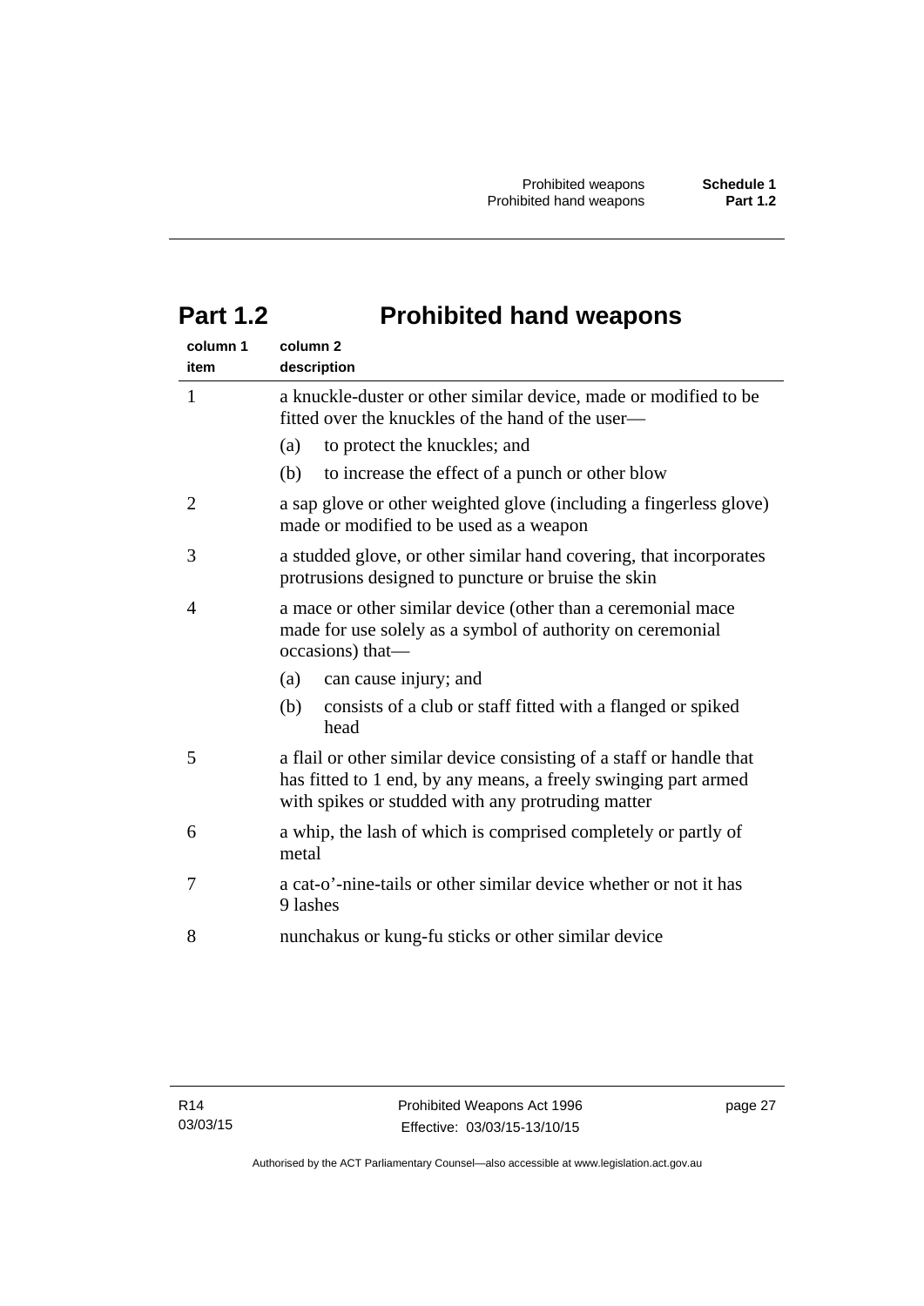# Part 1.2 Prohibited hand weapons

| column 1 item | column 2 description |
| --- | --- |
| 1 | a knuckle-duster or other similar device, made or modified to be fitted over the knuckles of the hand of the user—<br>(a) to protect the knuckles; and<br>(b) to increase the effect of a punch or other blow |
| 2 | a sap glove or other weighted glove (including a fingerless glove) made or modified to be used as a weapon |
| 3 | a studded glove, or other similar hand covering, that incorporates protrusions designed to puncture or bruise the skin |
| 4 | a mace or other similar device (other than a ceremonial mace made for use solely as a symbol of authority on ceremonial occasions) that—<br>(a) can cause injury; and<br>(b) consists of a club or staff fitted with a flanged or spiked head |
| 5 | a flail or other similar device consisting of a staff or handle that has fitted to 1 end, by any means, a freely swinging part armed with spikes or studded with any protruding matter |
| 6 | a whip, the lash of which is comprised completely or partly of metal |
| 7 | a cat-o'-nine-tails or other similar device whether or not it has 9 lashes |
| 8 | nunchakus or kung-fu sticks or other similar device |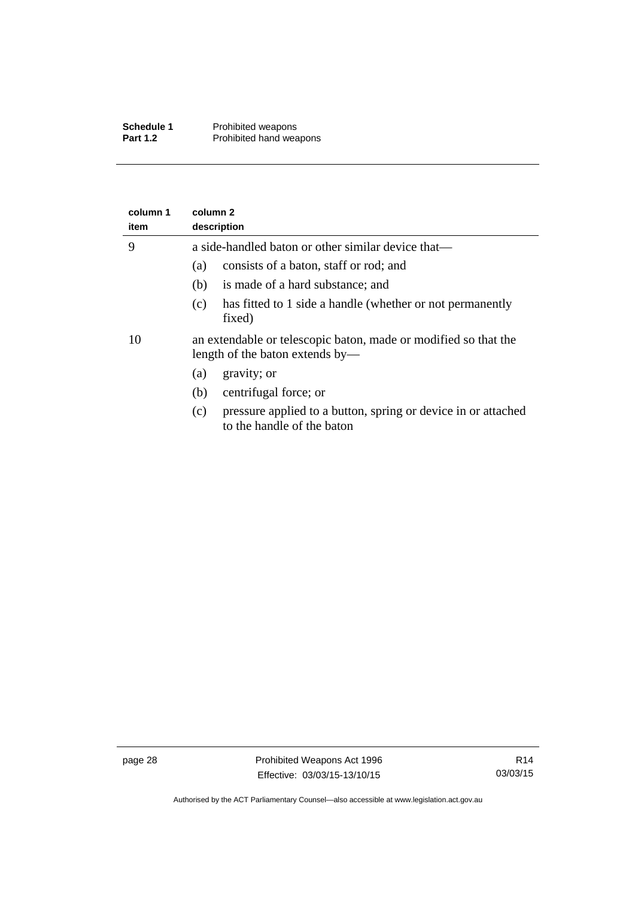| column 1 item | column 2 description |
|---|---|
| 9 | a side-handled baton or other similar device that—<br>(a) consists of a baton, staff or rod; and<br>(b) is made of a hard substance; and<br>(c) has fitted to 1 side a handle (whether or not permanently fixed) |
| 10 | an extendable or telescopic baton, made or modified so that the length of the baton extends by—<br>(a) gravity; or<br>(b) centrifugal force; or<br>(c) pressure applied to a button, spring or device in or attached to the handle of the baton |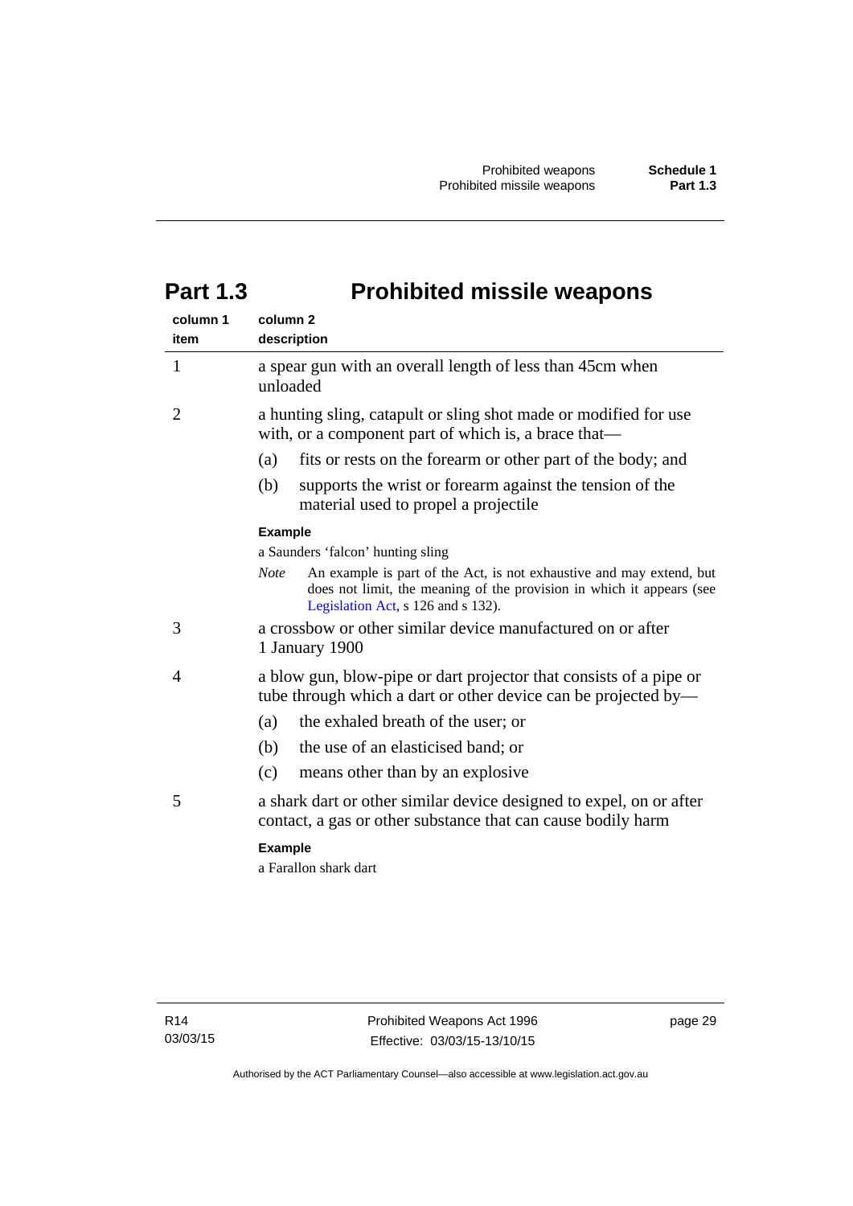# Part 1.3 Prohibited missile weapons

| column 1 item | column 2 description |
|---|---|
| 1 | a spear gun with an overall length of less than 45cm when unloaded |
| 2 | a hunting sling, catapult or sling shot made or modified for use with, or a component part of which is, a brace that—<br>(a) fits or rests on the forearm or other part of the body; and<br>(b) supports the wrist or forearm against the tension of the material used to propel a projectile<br>**Example**<br>a Saunders 'falcon' hunting sling<br>*Note* An example is part of the Act, is not exhaustive and may extend, but does not limit, the meaning of the provision in which it appears (see Legislation Act, s 126 and s 132). |
| 3 | a crossbow or other similar device manufactured on or after 1 January 1900 |
| 4 | a blow gun, blow-pipe or dart projector that consists of a pipe or tube through which a dart or other device can be projected by—<br>(a) the exhaled breath of the user; or<br>(b) the use of an elasticised band; or<br>(c) means other than by an explosive |
| 5 | a shark dart or other similar device designed to expel, on or after contact, a gas or other substance that can cause bodily harm<br>**Example**<br>a Farallon shark dart |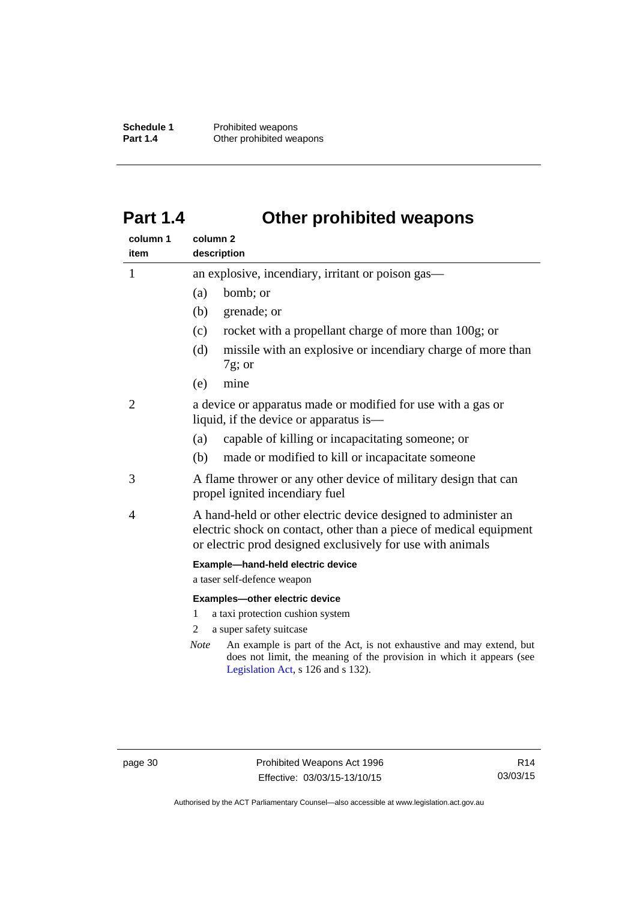# Part 1.4 Other prohibited weapons

| column 1<br>item | column 2<br>description |
|---|---|
| 1 | an explosive, incendiary, irritant or poison gas—<br>(a) bomb; or<br>(b) grenade; or<br>(c) rocket with a propellant charge of more than 100g; or<br>(d) missile with an explosive or incendiary charge of more than 7g; or<br>(e) mine |
| 2 | a device or apparatus made or modified for use with a gas or liquid, if the device or apparatus is—<br>(a) capable of killing or incapacitating someone; or<br>(b) made or modified to kill or incapacitate someone |
| 3 | A flame thrower or any other device of military design that can propel ignited incendiary fuel |
| 4 | A hand-held or other electric device designed to administer an electric shock on contact, other than a piece of medical equipment or electric prod designed exclusively for use with animals<br>**Example—hand-held electric device**<br>a taser self-defence weapon<br>**Examples—other electric device**<br>1 a taxi protection cushion system<br>2 a super safety suitcase<br>*Note* An example is part of the Act, is not exhaustive and may extend, but does not limit, the meaning of the provision in which it appears (see Legislation Act, s 126 and s 132). |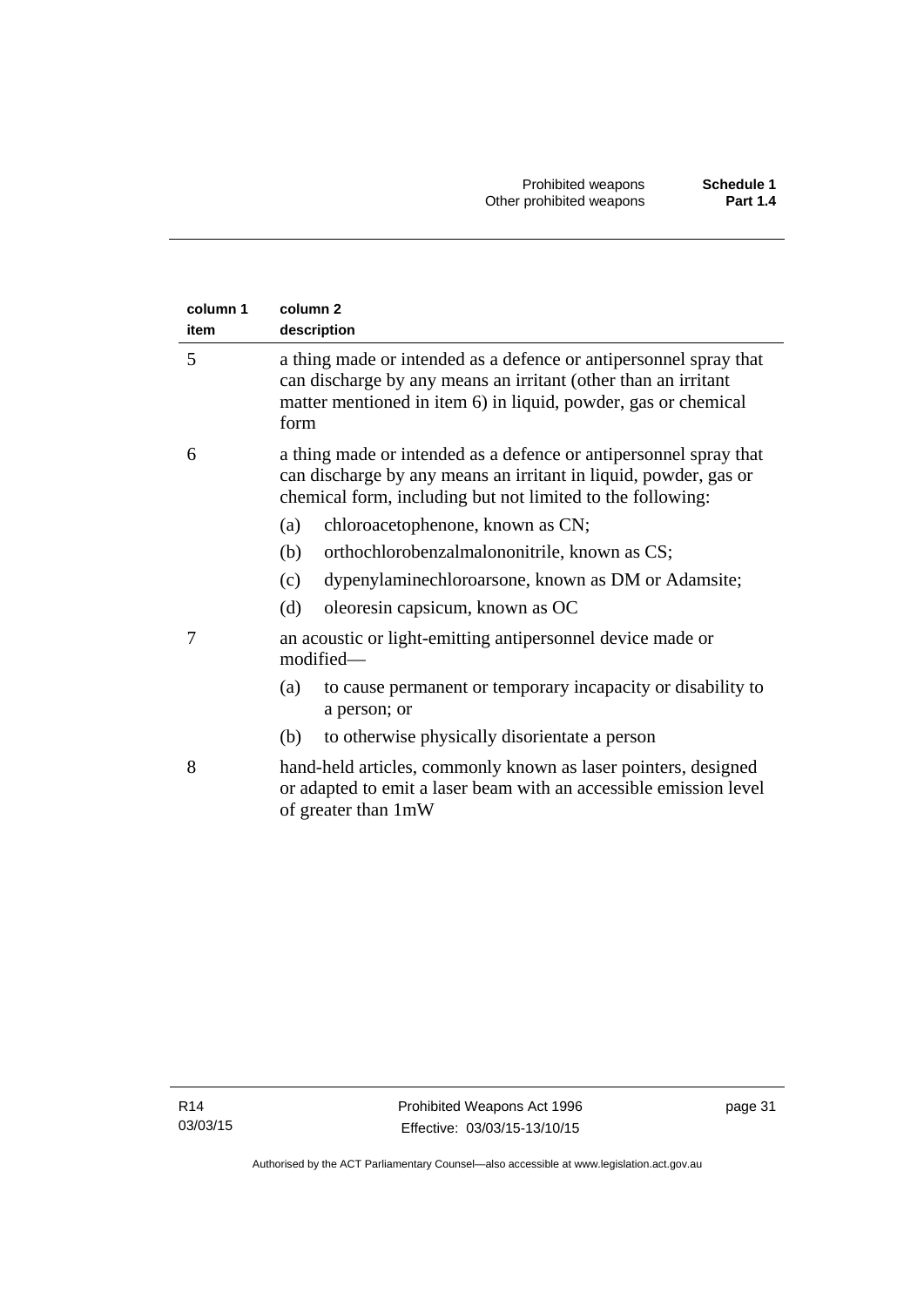| column 1 item | column 2 description |
|---|---|
| 5 | a thing made or intended as a defence or antipersonnel spray that can discharge by any means an irritant (other than an irritant matter mentioned in item 6) in liquid, powder, gas or chemical form |
| 6 | a thing made or intended as a defence or antipersonnel spray that can discharge by any means an irritant in liquid, powder, gas or chemical form, including but not limited to the following:<br>(a) chloroacetophenone, known as CN;<br>(b) orthochlorobenzalmalononitrile, known as CS;<br>(c) dypenylaminechloroarsone, known as DM or Adamsite;<br>(d) oleoresin capsicum, known as OC |
| 7 | an acoustic or light-emitting antipersonnel device made or modified—<br>(a) to cause permanent or temporary incapacity or disability to a person; or<br>(b) to otherwise physically disorientate a person |
| 8 | hand-held articles, commonly known as laser pointers, designed or adapted to emit a laser beam with an accessible emission level of greater than 1mW |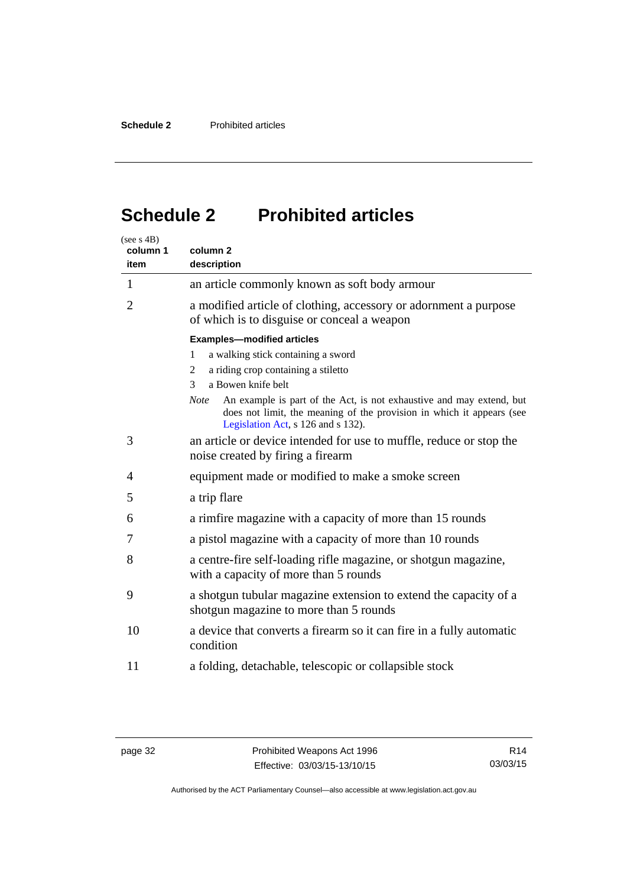# Schedule 2 Prohibited articles

(see s 4B)

| column 1 item | column 2 description |
|---|---|
| 1 | an article commonly known as soft body armour |
| 2 | a modified article of clothing, accessory or adornment a purpose of which is to disguise or conceal a weapon<br><br>**Examples—modified articles**<br>1 a walking stick containing a sword<br>2 a riding crop containing a stiletto<br>3 a Bowen knife belt<br><br>*Note* An example is part of the Act, is not exhaustive and may extend, but does not limit, the meaning of the provision in which it appears (see Legislation Act, s 126 and s 132). |
| 3 | an article or device intended for use to muffle, reduce or stop the noise created by firing a firearm |
| 4 | equipment made or modified to make a smoke screen |
| 5 | a trip flare |
| 6 | a rimfire magazine with a capacity of more than 15 rounds |
| 7 | a pistol magazine with a capacity of more than 10 rounds |
| 8 | a centre-fire self-loading rifle magazine, or shotgun magazine, with a capacity of more than 5 rounds |
| 9 | a shotgun tubular magazine extension to extend the capacity of a shotgun magazine to more than 5 rounds |
| 10 | a device that converts a firearm so it can fire in a fully automatic condition |
| 11 | a folding, detachable, telescopic or collapsible stock |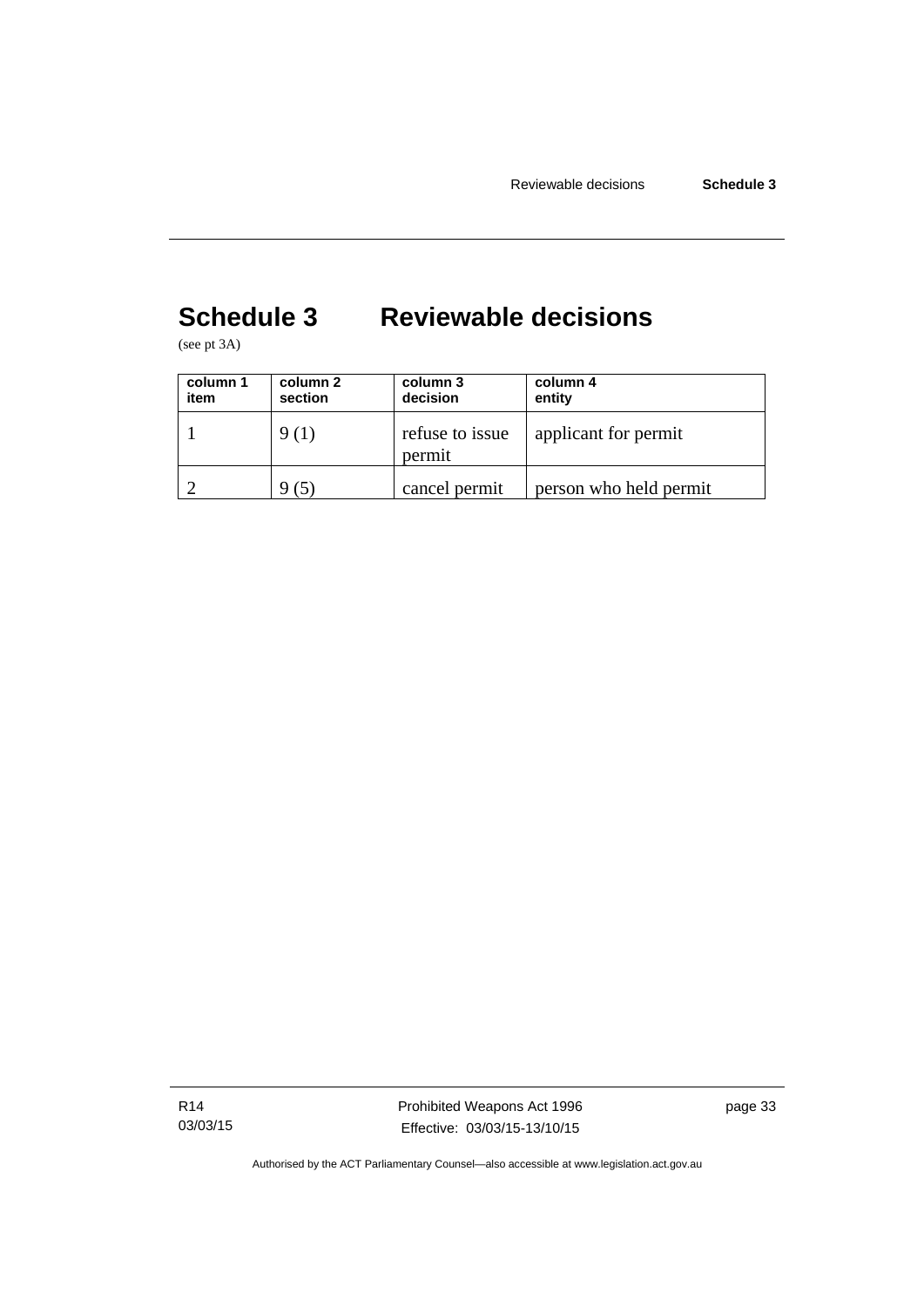# Schedule 3 Reviewable decisions

(see pt 3A)

| column 1 item | column 2 section | column 3 decision | column 4 entity |
|---|---|---|---|
| 1 | 9 (1) | refuse to issue permit | applicant for permit |
| 2 | 9 (5) | cancel permit | person who held permit |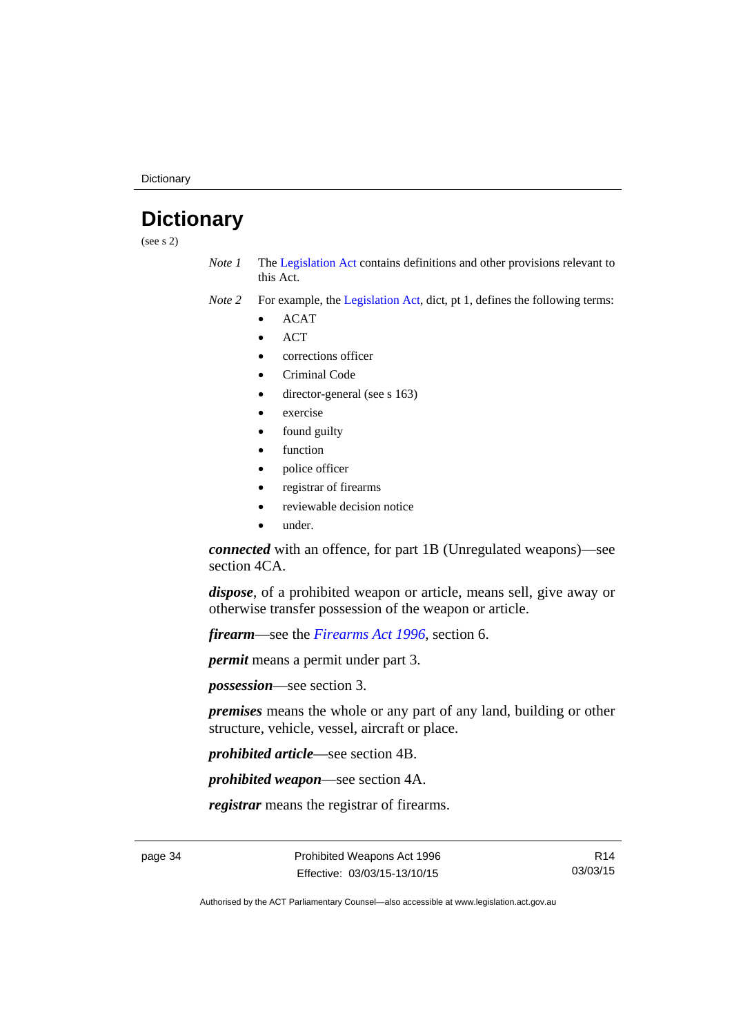# Dictionary

(see s 2)

*Note 1* The Legislation Act contains definitions and other provisions relevant to this Act.

*Note 2* For example, the Legislation Act, dict, pt 1, defines the following terms:

- ACAT
- ACT
- corrections officer
- Criminal Code
- director-general (see s 163)
- exercise
- found guilty
- function
- police officer
- registrar of firearms
- reviewable decision notice
- under.

***connected*** with an offence, for part 1B (Unregulated weapons)—see section 4CA.

***dispose***, of a prohibited weapon or article, means sell, give away or otherwise transfer possession of the weapon or article.

***firearm***—see the *Firearms Act 1996*, section 6.

***permit*** means a permit under part 3.

***possession***—see section 3.

***premises*** means the whole or any part of any land, building or other structure, vehicle, vessel, aircraft or place.

***prohibited article***—see section 4B.

***prohibited weapon***—see section 4A.

***registrar*** means the registrar of firearms.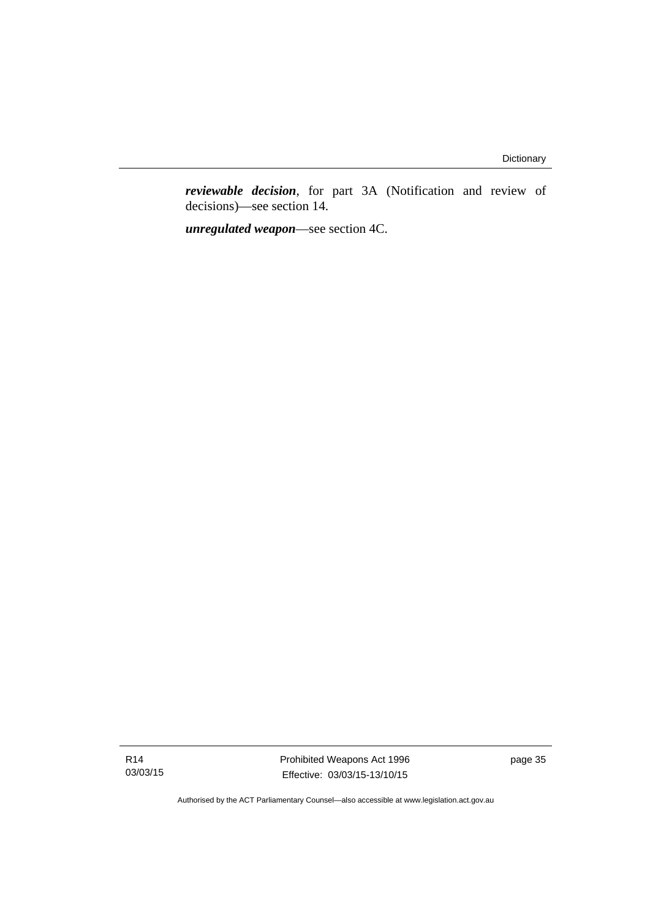***reviewable decision***, for part 3A (Notification and review of decisions)—see section 14.

***unregulated weapon***—see section 4C.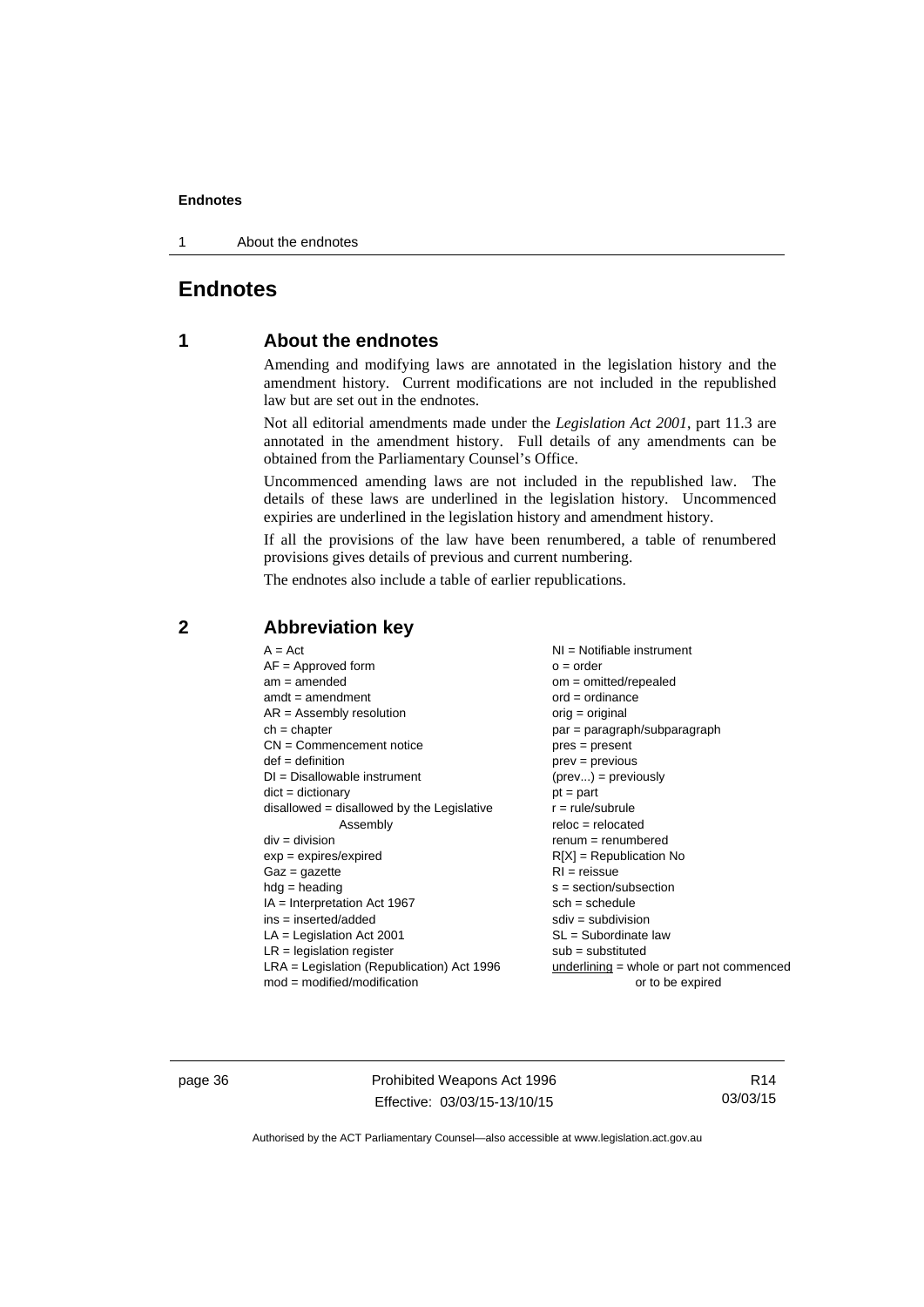# Endnotes

## 1 About the endnotes

Amending and modifying laws are annotated in the legislation history and the amendment history. Current modifications are not included in the republished law but are set out in the endnotes.

Not all editorial amendments made under the *Legislation Act 2001*, part 11.3 are annotated in the amendment history. Full details of any amendments can be obtained from the Parliamentary Counsel's Office.

Uncommenced amending laws are not included in the republished law. The details of these laws are underlined in the legislation history. Uncommenced expiries are underlined in the legislation history and amendment history.

If all the provisions of the law have been renumbered, a table of renumbered provisions gives details of previous and current numbering.

The endnotes also include a table of earlier republications.

## 2 Abbreviation key

A = Act
AF = Approved form
am = amended
amdt = amendment
AR = Assembly resolution
ch = chapter
CN = Commencement notice
def = definition
DI = Disallowable instrument
dict = dictionary
disallowed = disallowed by the Legislative Assembly
div = division
exp = expires/expired
Gaz = gazette
hdg = heading
IA = Interpretation Act 1967
ins = inserted/added
LA = Legislation Act 2001
LR = legislation register
LRA = Legislation (Republication) Act 1996
mod = modified/modification
NI = Notifiable instrument
o = order
om = omitted/repealed
ord = ordinance
orig = original
par = paragraph/subparagraph
pres = present
prev = previous
(prev...) = previously
pt = part
r = rule/subrule
reloc = relocated
renum = renumbered
R[X] = Republication No
RI = reissue
s = section/subsection
sch = schedule
sdiv = subdivision
SL = Subordinate law
sub = substituted
underlining = whole or part not commenced or to be expired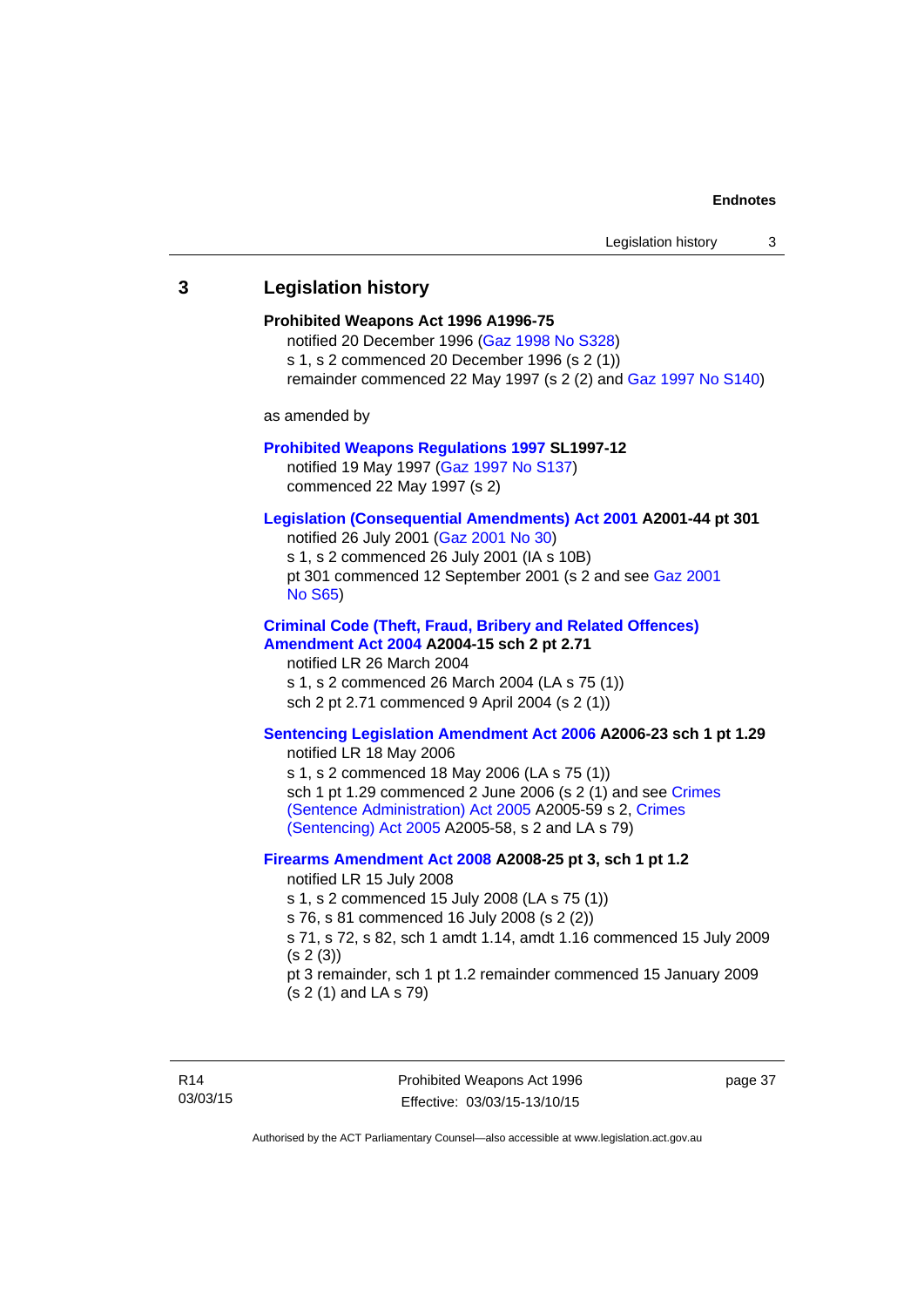## 3 Legislation history

**Prohibited Weapons Act 1996 A1996-75**

notified 20 December 1996 (Gaz 1998 No S328)
s 1, s 2 commenced 20 December 1996 (s 2 (1))
remainder commenced 22 May 1997 (s 2 (2) and Gaz 1997 No S140)

as amended by

**Prohibited Weapons Regulations 1997 SL1997-12**

notified 19 May 1997 (Gaz 1997 No S137)
commenced 22 May 1997 (s 2)

**Legislation (Consequential Amendments) Act 2001 A2001-44 pt 301**

notified 26 July 2001 (Gaz 2001 No 30)
s 1, s 2 commenced 26 July 2001 (IA s 10B)
pt 301 commenced 12 September 2001 (s 2 and see Gaz 2001 No S65)

**Criminal Code (Theft, Fraud, Bribery and Related Offences) Amendment Act 2004 A2004-15 sch 2 pt 2.71**

notified LR 26 March 2004
s 1, s 2 commenced 26 March 2004 (LA s 75 (1))
sch 2 pt 2.71 commenced 9 April 2004 (s 2 (1))

**Sentencing Legislation Amendment Act 2006 A2006-23 sch 1 pt 1.29**

notified LR 18 May 2006
s 1, s 2 commenced 18 May 2006 (LA s 75 (1))
sch 1 pt 1.29 commenced 2 June 2006 (s 2 (1) and see Crimes (Sentence Administration) Act 2005 A2005-59 s 2, Crimes (Sentencing) Act 2005 A2005-58, s 2 and LA s 79)

**Firearms Amendment Act 2008 A2008-25 pt 3, sch 1 pt 1.2**

notified LR 15 July 2008
s 1, s 2 commenced 15 July 2008 (LA s 75 (1))
s 76, s 81 commenced 16 July 2008 (s 2 (2))
s 71, s 72, s 82, sch 1 amdt 1.14, amdt 1.16 commenced 15 July 2009 (s 2 (3))
pt 3 remainder, sch 1 pt 1.2 remainder commenced 15 January 2009 (s 2 (1) and LA s 79)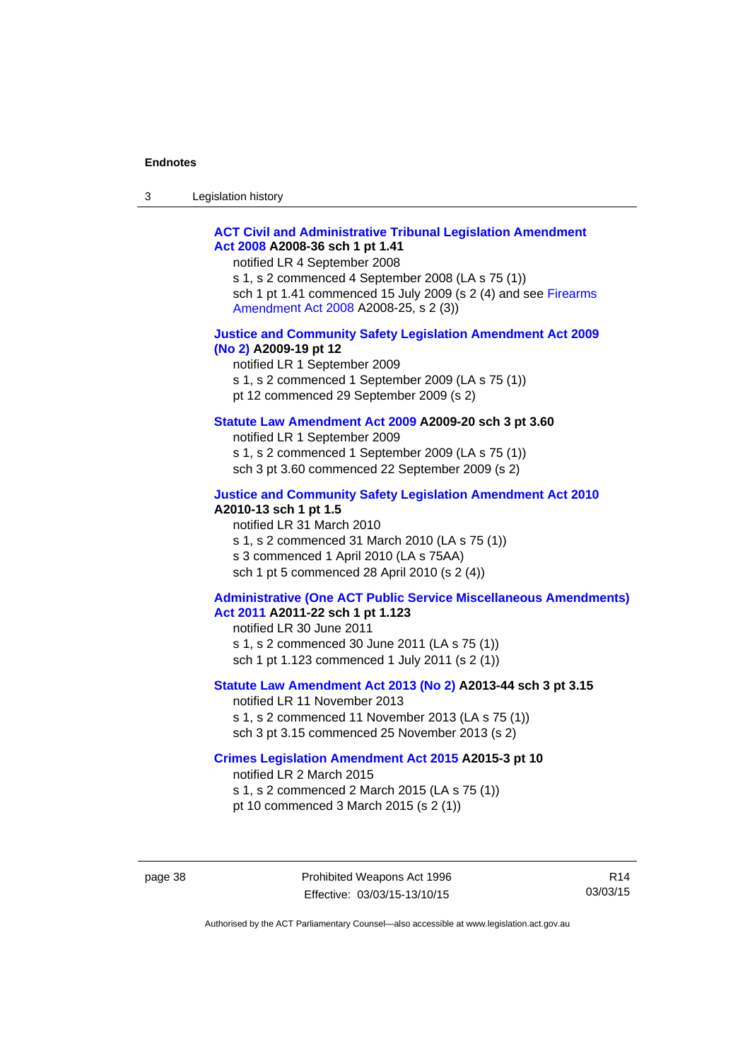**ACT Civil and Administrative Tribunal Legislation Amendment Act 2008 A2008-36 sch 1 pt 1.41**

notified LR 4 September 2008

s 1, s 2 commenced 4 September 2008 (LA s 75 (1))

sch 1 pt 1.41 commenced 15 July 2009 (s 2 (4) and see Firearms Amendment Act 2008 A2008-25, s 2 (3))

**Justice and Community Safety Legislation Amendment Act 2009 (No 2) A2009-19 pt 12**

notified LR 1 September 2009

s 1, s 2 commenced 1 September 2009 (LA s 75 (1))

pt 12 commenced 29 September 2009 (s 2)

**Statute Law Amendment Act 2009 A2009-20 sch 3 pt 3.60**

notified LR 1 September 2009

s 1, s 2 commenced 1 September 2009 (LA s 75 (1))

sch 3 pt 3.60 commenced 22 September 2009 (s 2)

**Justice and Community Safety Legislation Amendment Act 2010 A2010-13 sch 1 pt 1.5**

notified LR 31 March 2010

s 1, s 2 commenced 31 March 2010 (LA s 75 (1))

s 3 commenced 1 April 2010 (LA s 75AA)

sch 1 pt 5 commenced 28 April 2010 (s 2 (4))

**Administrative (One ACT Public Service Miscellaneous Amendments) Act 2011 A2011-22 sch 1 pt 1.123**

notified LR 30 June 2011

s 1, s 2 commenced 30 June 2011 (LA s 75 (1))

sch 1 pt 1.123 commenced 1 July 2011 (s 2 (1))

**Statute Law Amendment Act 2013 (No 2) A2013-44 sch 3 pt 3.15**

notified LR 11 November 2013

s 1, s 2 commenced 11 November 2013 (LA s 75 (1))

sch 3 pt 3.15 commenced 25 November 2013 (s 2)

**Crimes Legislation Amendment Act 2015 A2015-3 pt 10**

notified LR 2 March 2015

s 1, s 2 commenced 2 March 2015 (LA s 75 (1))

pt 10 commenced 3 March 2015 (s 2 (1))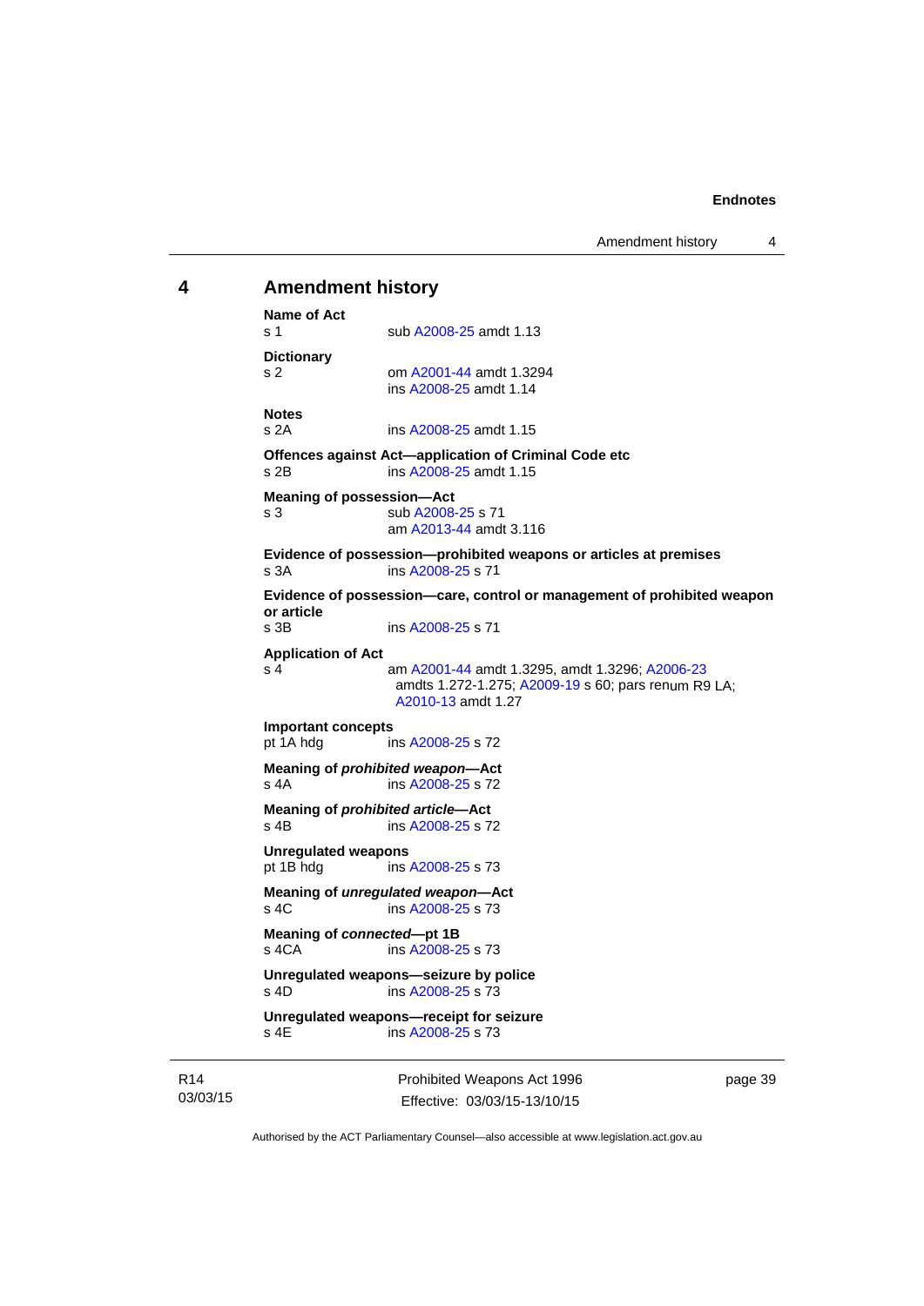## 4 Amendment history

**Name of Act**
s 1 sub A2008-25 amdt 1.13

**Dictionary**
s 2 om A2001-44 amdt 1.3294
ins A2008-25 amdt 1.14

**Notes**
s 2A ins A2008-25 amdt 1.15

**Offences against Act—application of Criminal Code etc**
s 2B ins A2008-25 amdt 1.15

**Meaning of possession—Act**
s 3 sub A2008-25 s 71
am A2013-44 amdt 3.116

**Evidence of possession—prohibited weapons or articles at premises**
s 3A ins A2008-25 s 71

**Evidence of possession—care, control or management of prohibited weapon or article**
s 3B ins A2008-25 s 71

**Application of Act**
s 4 am A2001-44 amdt 1.3295, amdt 1.3296; A2006-23 amdts 1.272-1.275; A2009-19 s 60; pars renum R9 LA; A2010-13 amdt 1.27

**Important concepts**
pt 1A hdg ins A2008-25 s 72

**Meaning of *prohibited weapon*—Act**
s 4A ins A2008-25 s 72

**Meaning of *prohibited article*—Act**
s 4B ins A2008-25 s 72

**Unregulated weapons**
pt 1B hdg ins A2008-25 s 73

**Meaning of *unregulated weapon*—Act**
s 4C ins A2008-25 s 73

**Meaning of *connected*—pt 1B**
s 4CA ins A2008-25 s 73

**Unregulated weapons—seizure by police**
s 4D ins A2008-25 s 73

**Unregulated weapons—receipt for seizure**
s 4E ins A2008-25 s 73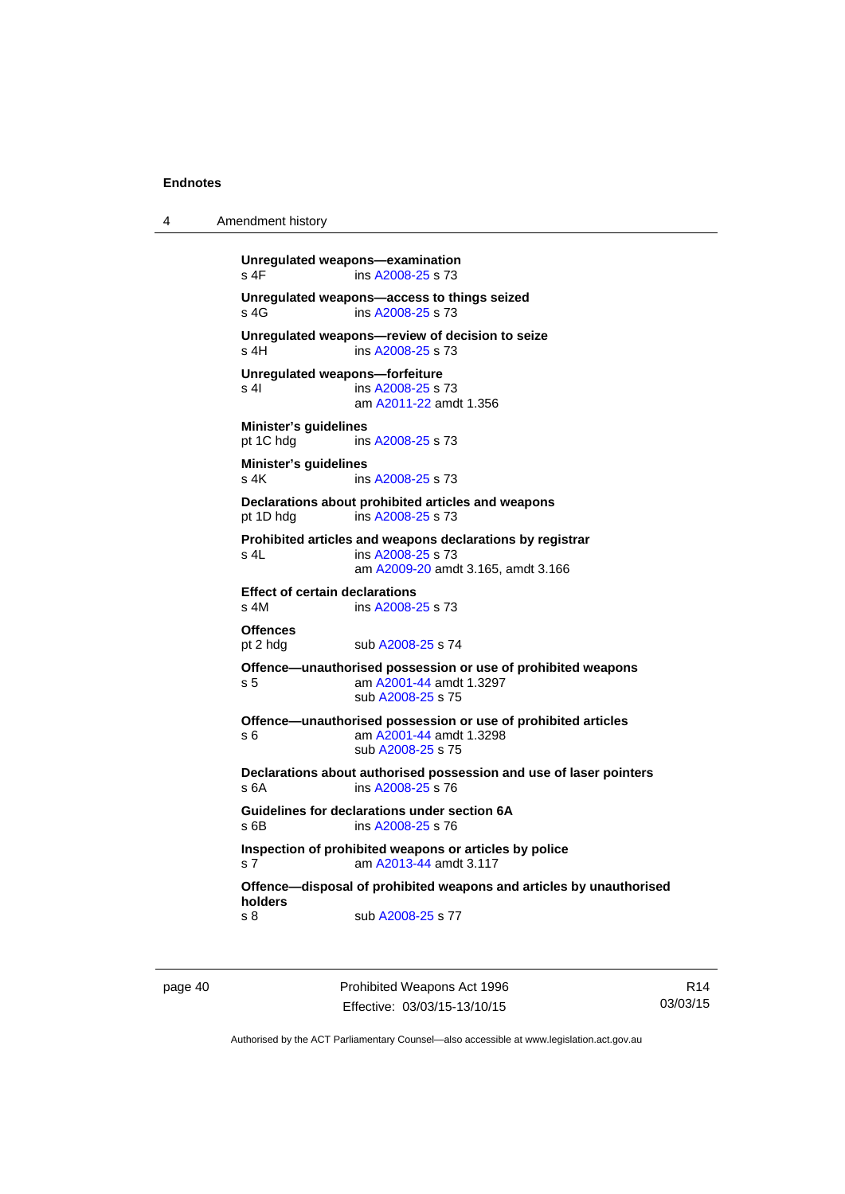**Unregulated weapons—examination**
s 4F ins A2008-25 s 73

**Unregulated weapons—access to things seized**
s 4G ins A2008-25 s 73

**Unregulated weapons—review of decision to seize**
s 4H ins A2008-25 s 73

**Unregulated weapons—forfeiture**
s 4I ins A2008-25 s 73
am A2011-22 amdt 1.356

**Minister's guidelines**
pt 1C hdg ins A2008-25 s 73

**Minister's guidelines**
s 4K ins A2008-25 s 73

**Declarations about prohibited articles and weapons**
pt 1D hdg ins A2008-25 s 73

**Prohibited articles and weapons declarations by registrar**
s 4L ins A2008-25 s 73
am A2009-20 amdt 3.165, amdt 3.166

**Effect of certain declarations**
s 4M ins A2008-25 s 73

**Offences**
pt 2 hdg sub A2008-25 s 74

**Offence—unauthorised possession or use of prohibited weapons**
s 5 am A2001-44 amdt 1.3297
sub A2008-25 s 75

**Offence—unauthorised possession or use of prohibited articles**
s 6 am A2001-44 amdt 1.3298
sub A2008-25 s 75

**Declarations about authorised possession and use of laser pointers**
s 6A ins A2008-25 s 76

**Guidelines for declarations under section 6A**
s 6B ins A2008-25 s 76

**Inspection of prohibited weapons or articles by police**
s 7 am A2013-44 amdt 3.117

**Offence—disposal of prohibited weapons and articles by unauthorised holders**
s 8 sub A2008-25 s 77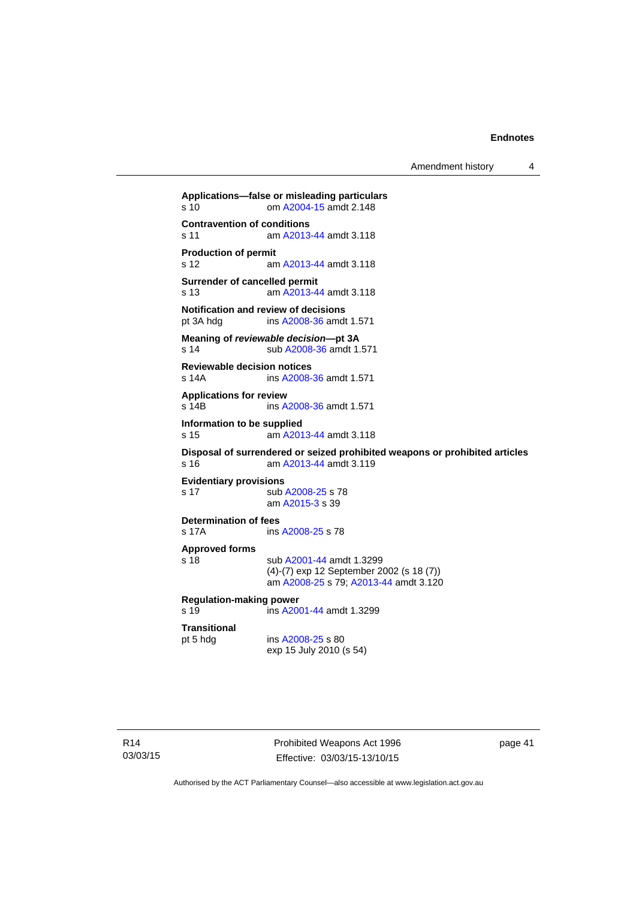**Applications—false or misleading particulars**
s 10 om A2004-15 amdt 2.148

**Contravention of conditions**
s 11 am A2013-44 amdt 3.118

**Production of permit**
s 12 am A2013-44 amdt 3.118

**Surrender of cancelled permit**
s 13 am A2013-44 amdt 3.118

**Notification and review of decisions**
pt 3A hdg ins A2008-36 amdt 1.571

**Meaning of *reviewable decision*—pt 3A**
s 14 sub A2008-36 amdt 1.571

**Reviewable decision notices**
s 14A ins A2008-36 amdt 1.571

**Applications for review**
s 14B ins A2008-36 amdt 1.571

**Information to be supplied**
s 15 am A2013-44 amdt 3.118

**Disposal of surrendered or seized prohibited weapons or prohibited articles**
s 16 am A2013-44 amdt 3.119

**Evidentiary provisions**
s 17 sub A2008-25 s 78
am A2015-3 s 39

**Determination of fees**
s 17A ins A2008-25 s 78

**Approved forms**
s 18 sub A2001-44 amdt 1.3299
(4)-(7) exp 12 September 2002 (s 18 (7))
am A2008-25 s 79; A2013-44 amdt 3.120

**Regulation-making power**
s 19 ins A2001-44 amdt 1.3299

**Transitional**
pt 5 hdg ins A2008-25 s 80
exp 15 July 2010 (s 54)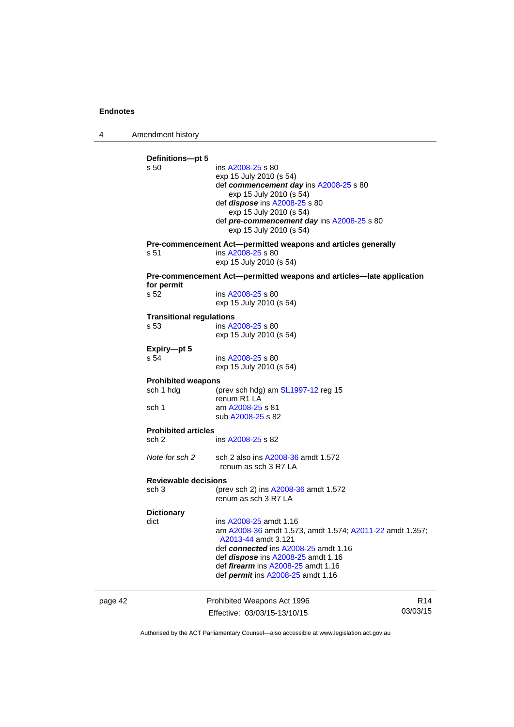**Definitions—pt 5**

s 50 ins A2008-25 s 80
exp 15 July 2010 (s 54)
def ***commencement day*** ins A2008-25 s 80
exp 15 July 2010 (s 54)
def ***dispose*** ins A2008-25 s 80
exp 15 July 2010 (s 54)
def ***pre-commencement day*** ins A2008-25 s 80
exp 15 July 2010 (s 54)

**Pre-commencement Act—permitted weapons and articles generally**

s 51 ins A2008-25 s 80
exp 15 July 2010 (s 54)

**Pre-commencement Act—permitted weapons and articles—late application for permit**

s 52 ins A2008-25 s 80
exp 15 July 2010 (s 54)

**Transitional regulations**

s 53 ins A2008-25 s 80
exp 15 July 2010 (s 54)

**Expiry—pt 5**

s 54 ins A2008-25 s 80
exp 15 July 2010 (s 54)

**Prohibited weapons**

sch 1 hdg (prev sch hdg) am SL1997-12 reg 15
renum R1 LA

sch 1 am A2008-25 s 81
sub A2008-25 s 82

**Prohibited articles**

sch 2 ins A2008-25 s 82

*Note for sch 2* sch 2 also ins A2008-36 amdt 1.572
renum as sch 3 R7 LA

**Reviewable decisions**

sch 3 (prev sch 2) ins A2008-36 amdt 1.572
renum as sch 3 R7 LA

**Dictionary**

dict ins A2008-25 amdt 1.16
am A2008-36 amdt 1.573, amdt 1.574; A2011-22 amdt 1.357; A2013-44 amdt 3.121
def ***connected*** ins A2008-25 amdt 1.16
def ***dispose*** ins A2008-25 amdt 1.16
def ***firearm*** ins A2008-25 amdt 1.16
def ***permit*** ins A2008-25 amdt 1.16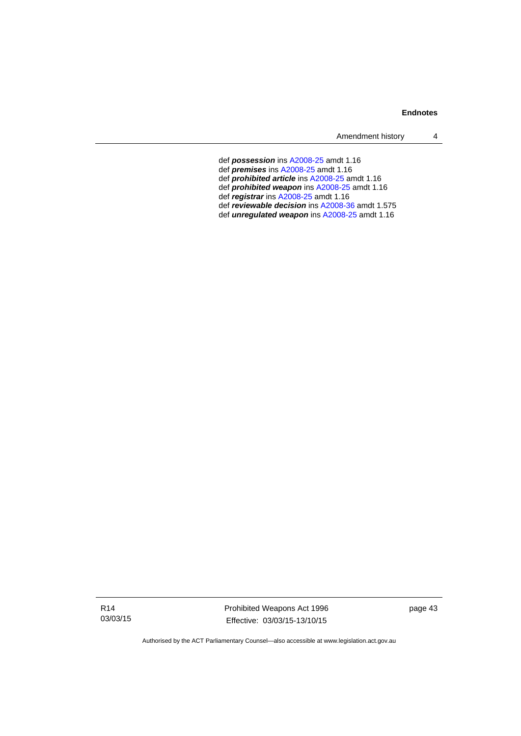def ***possession*** ins A2008-25 amdt 1.16
def ***premises*** ins A2008-25 amdt 1.16
def ***prohibited article*** ins A2008-25 amdt 1.16
def ***prohibited weapon*** ins A2008-25 amdt 1.16
def ***registrar*** ins A2008-25 amdt 1.16
def ***reviewable decision*** ins A2008-36 amdt 1.575
def ***unregulated weapon*** ins A2008-25 amdt 1.16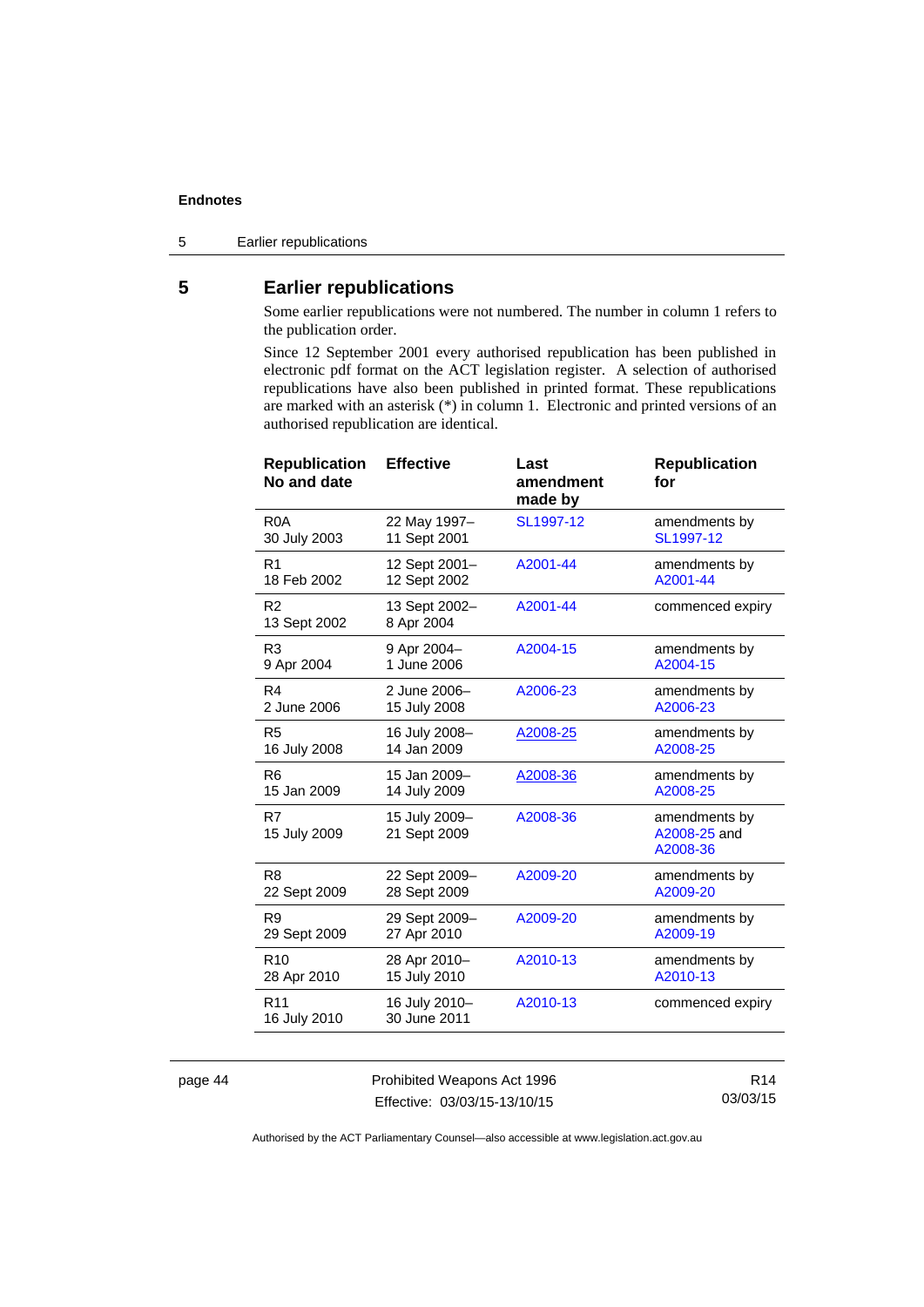## 5 Earlier republications

Some earlier republications were not numbered. The number in column 1 refers to the publication order.

Since 12 September 2001 every authorised republication has been published in electronic pdf format on the ACT legislation register. A selection of authorised republications have also been published in printed format. These republications are marked with an asterisk (*) in column 1. Electronic and printed versions of an authorised republication are identical.

| Republication No and date | Effective | Last amendment made by | Republication for |
|---|---|---|---|
| R0A 30 July 2003 | 22 May 1997– 11 Sept 2001 | SL1997-12 | amendments by SL1997-12 |
| R1 18 Feb 2002 | 12 Sept 2001– 12 Sept 2002 | A2001-44 | amendments by A2001-44 |
| R2 13 Sept 2002 | 13 Sept 2002– 8 Apr 2004 | A2001-44 | commenced expiry |
| R3 9 Apr 2004 | 9 Apr 2004– 1 June 2006 | A2004-15 | amendments by A2004-15 |
| R4 2 June 2006 | 2 June 2006– 15 July 2008 | A2006-23 | amendments by A2006-23 |
| R5 16 July 2008 | 16 July 2008– 14 Jan 2009 | A2008-25 | amendments by A2008-25 |
| R6 15 Jan 2009 | 15 Jan 2009– 14 July 2009 | A2008-36 | amendments by A2008-25 |
| R7 15 July 2009 | 15 July 2009– 21 Sept 2009 | A2008-36 | amendments by A2008-25 and A2008-36 |
| R8 22 Sept 2009 | 22 Sept 2009– 28 Sept 2009 | A2009-20 | amendments by A2009-20 |
| R9 29 Sept 2009 | 29 Sept 2009– 27 Apr 2010 | A2009-20 | amendments by A2009-19 |
| R10 28 Apr 2010 | 28 Apr 2010– 15 July 2010 | A2010-13 | amendments by A2010-13 |
| R11 16 July 2010 | 16 July 2010– 30 June 2011 | A2010-13 | commenced expiry |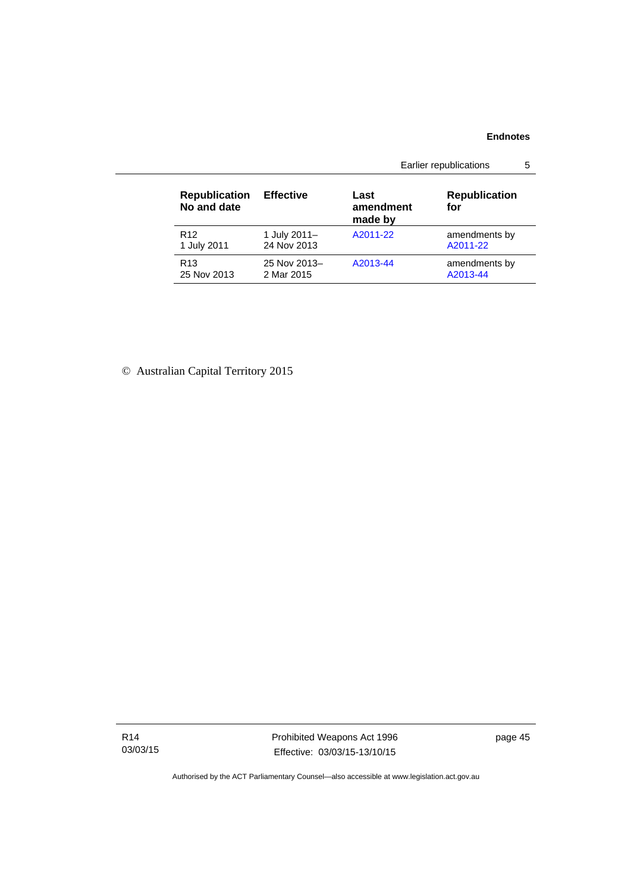| Republication No and date | Effective | Last amendment made by | Republication for |
|---|---|---|---|
| R12 1 July 2011 | 1 July 2011– 24 Nov 2013 | A2011-22 | amendments by A2011-22 |
| R13 25 Nov 2013 | 25 Nov 2013– 2 Mar 2015 | A2013-44 | amendments by A2013-44 |

© Australian Capital Territory 2015